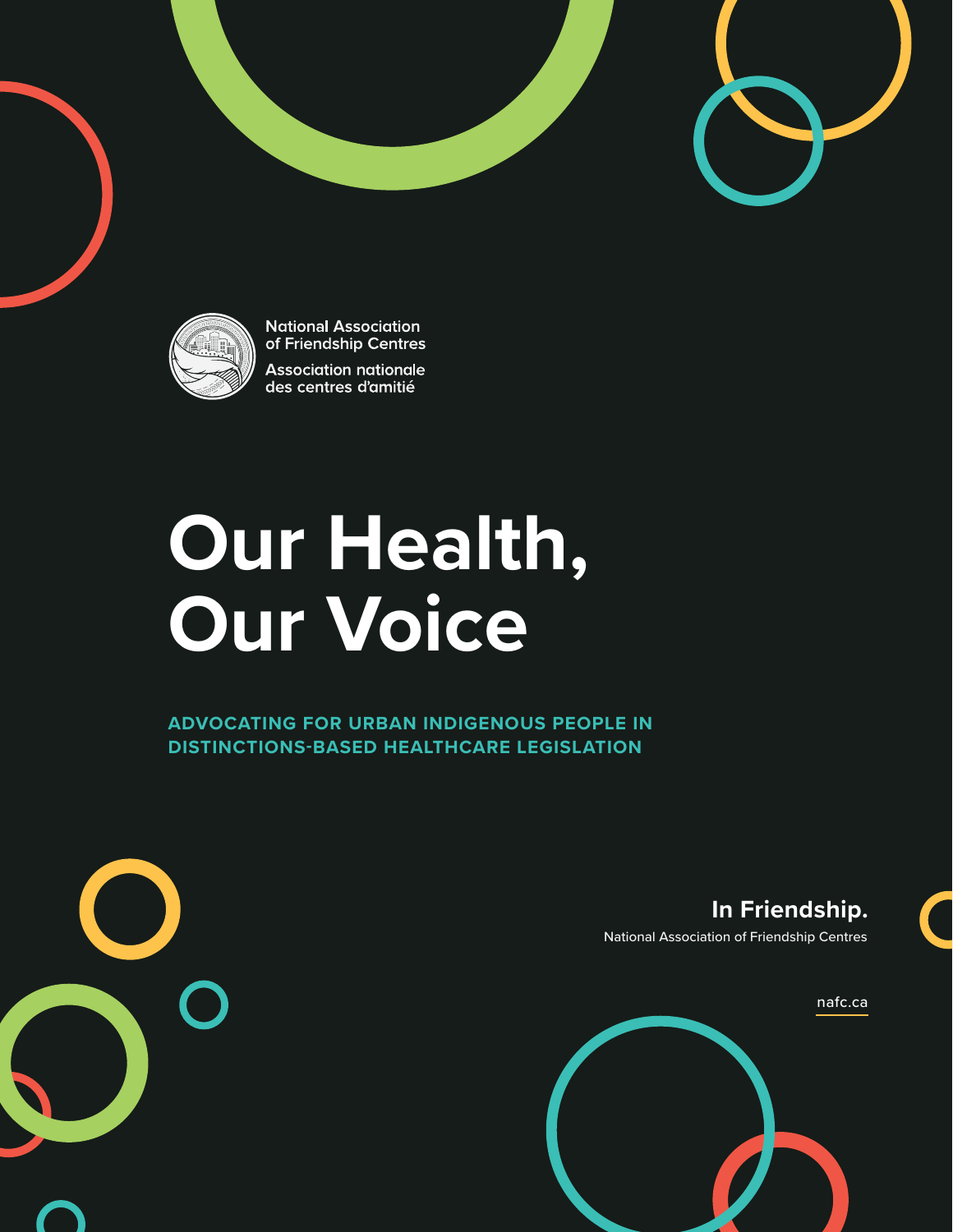National Association of Friendship Centres

Association nationale des centres d'amitié

# Our Health, Our Voice

**ADVOCATING FOR URBAN INDIGENOUS PEOPLE IN DISTINCTIONS-BASED HEALTHCARE LEGISLATION**

**In Friendship.**

National Association of Friendship Centres

nafc.ca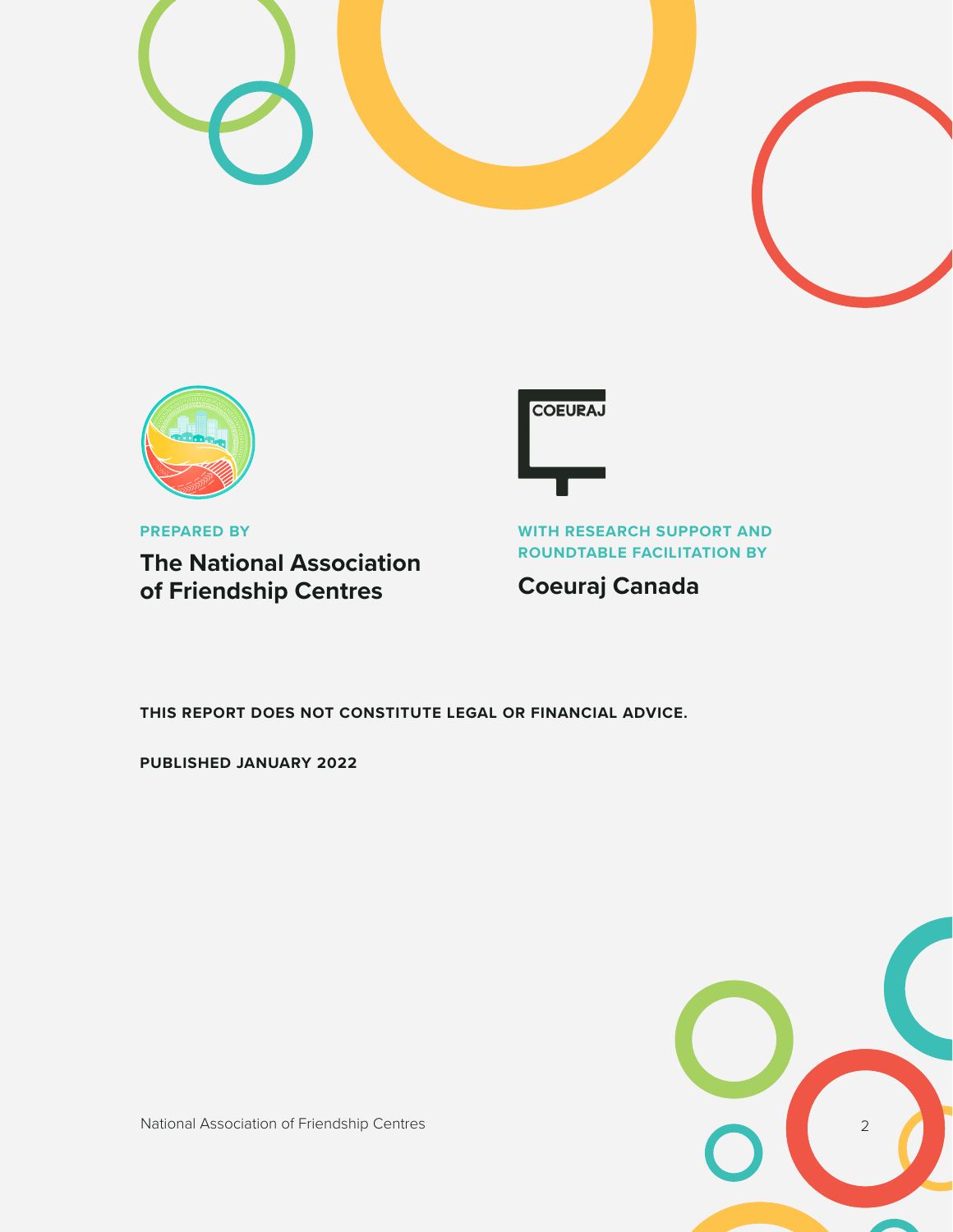**PREPARED BY**

**The National Association of Friendship Centres**

**WITH RESEARCH SUPPORT AND ROUNDTABLE FACILITATION BY**

**Coeuraj Canada**

**THIS REPORT DOES NOT CONSTITUTE LEGAL OR FINANCIAL ADVICE.**

**PUBLISHED JANUARY 2022**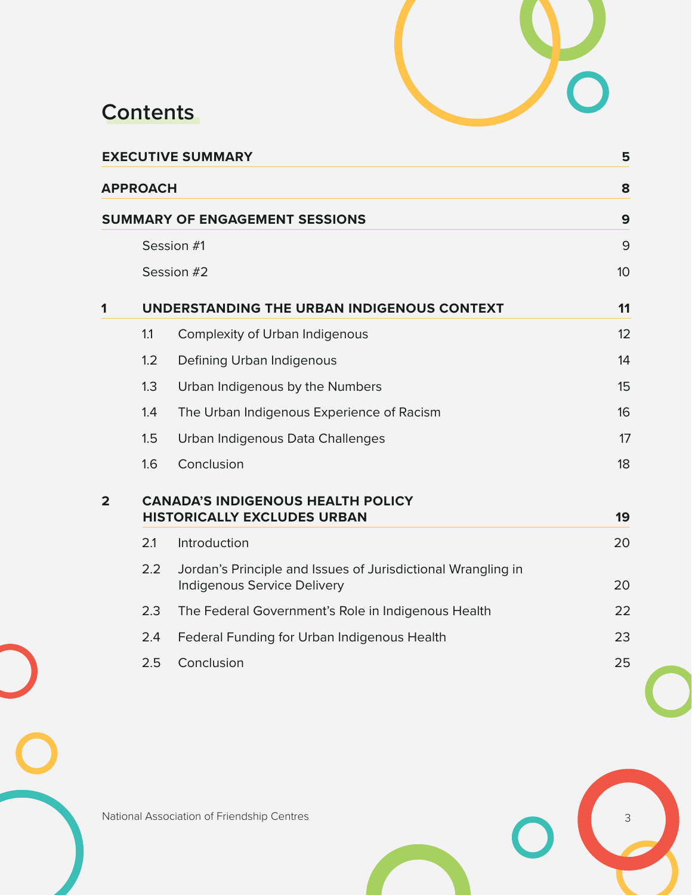# Contents

| | | |
|---|---|---|
| **EXECUTIVE SUMMARY** | | **5** |
| **APPROACH** | | **8** |
| **SUMMARY OF ENGAGEMENT SESSIONS** | | **9** |
| | Session #1 | 9 |
| | Session #2 | 10 |
| **1** | **UNDERSTANDING THE URBAN INDIGENOUS CONTEXT** | **11** |
| 1.1 | Complexity of Urban Indigenous | 12 |
| 1.2 | Defining Urban Indigenous | 14 |
| 1.3 | Urban Indigenous by the Numbers | 15 |
| 1.4 | The Urban Indigenous Experience of Racism | 16 |
| 1.5 | Urban Indigenous Data Challenges | 17 |
| 1.6 | Conclusion | 18 |
| **2** | **CANADA'S INDIGENOUS HEALTH POLICY HISTORICALLY EXCLUDES URBAN** | **19** |
| 2.1 | Introduction | 20 |
| 2.2 | Jordan's Principle and Issues of Jurisdictional Wrangling in Indigenous Service Delivery | 20 |
| 2.3 | The Federal Government's Role in Indigenous Health | 22 |
| 2.4 | Federal Funding for Urban Indigenous Health | 23 |
| 2.5 | Conclusion | 25 |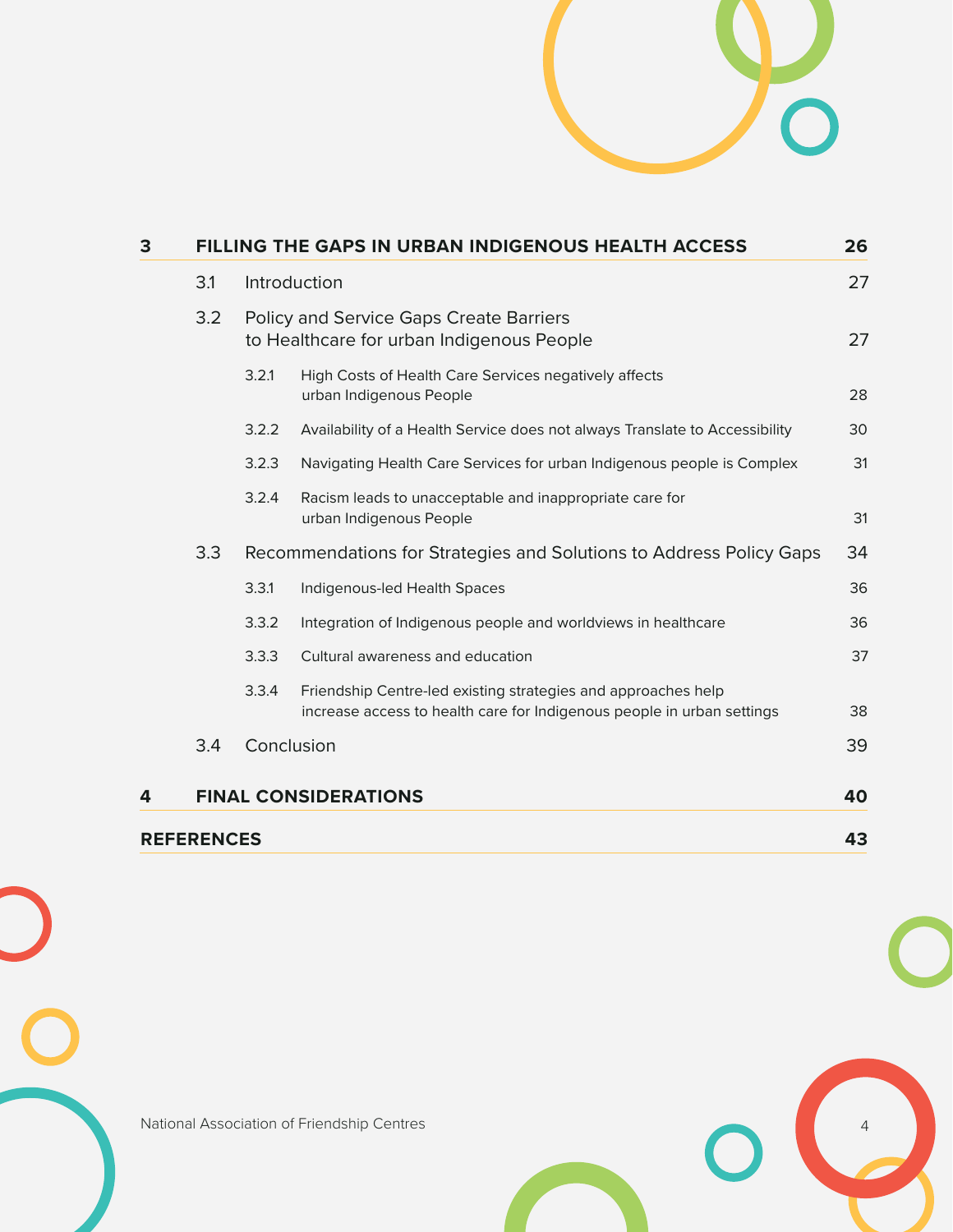| | | | |
|---|---|---|---|
| **3** | **FILLING THE GAPS IN URBAN INDIGENOUS HEALTH ACCESS** | | **26** |
| | 3.1 | Introduction | 27 |
| | 3.2 | Policy and Service Gaps Create Barriers to Healthcare for urban Indigenous People | 27 |
| | 3.2.1 | High Costs of Health Care Services negatively affects urban Indigenous People | 28 |
| | 3.2.2 | Availability of a Health Service does not always Translate to Accessibility | 30 |
| | 3.2.3 | Navigating Health Care Services for urban Indigenous people is Complex | 31 |
| | 3.2.4 | Racism leads to unacceptable and inappropriate care for urban Indigenous People | 31 |
| | 3.3 | Recommendations for Strategies and Solutions to Address Policy Gaps | 34 |
| | 3.3.1 | Indigenous-led Health Spaces | 36 |
| | 3.3.2 | Integration of Indigenous people and worldviews in healthcare | 36 |
| | 3.3.3 | Cultural awareness and education | 37 |
| | 3.3.4 | Friendship Centre-led existing strategies and approaches help increase access to health care for Indigenous people in urban settings | 38 |
| | 3.4 | Conclusion | 39 |
| **4** | **FINAL CONSIDERATIONS** | | **40** |
| **REFERENCES** | | | **43** |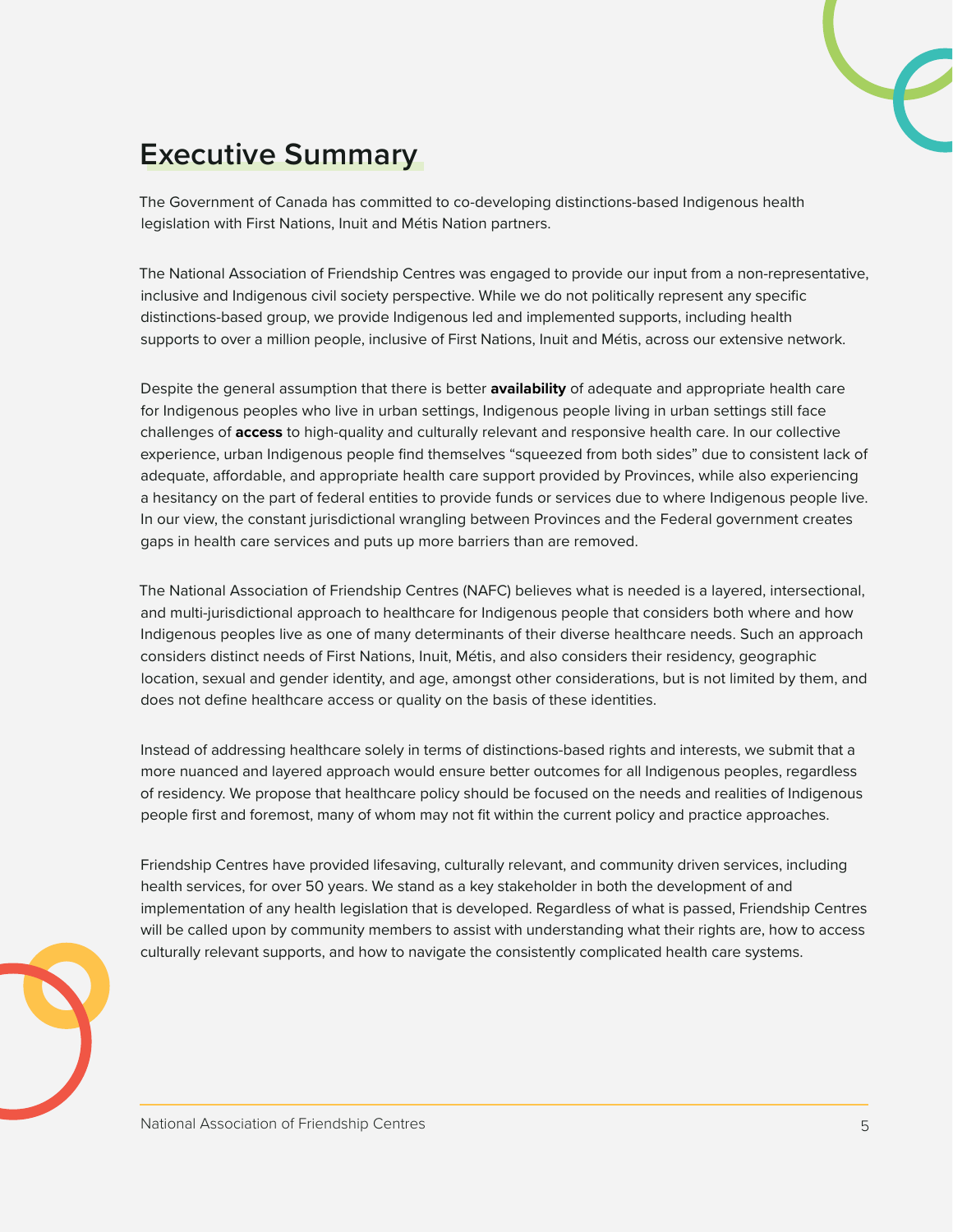# Executive Summary

The Government of Canada has committed to co-developing distinctions-based Indigenous health legislation with First Nations, Inuit and Métis Nation partners.

The National Association of Friendship Centres was engaged to provide our input from a non-representative, inclusive and Indigenous civil society perspective. While we do not politically represent any specific distinctions-based group, we provide Indigenous led and implemented supports, including health supports to over a million people, inclusive of First Nations, Inuit and Métis, across our extensive network.

Despite the general assumption that there is better **availability** of adequate and appropriate health care for Indigenous peoples who live in urban settings, Indigenous people living in urban settings still face challenges of **access** to high-quality and culturally relevant and responsive health care. In our collective experience, urban Indigenous people find themselves "squeezed from both sides" due to consistent lack of adequate, affordable, and appropriate health care support provided by Provinces, while also experiencing a hesitancy on the part of federal entities to provide funds or services due to where Indigenous people live. In our view, the constant jurisdictional wrangling between Provinces and the Federal government creates gaps in health care services and puts up more barriers than are removed.

The National Association of Friendship Centres (NAFC) believes what is needed is a layered, intersectional, and multi-jurisdictional approach to healthcare for Indigenous people that considers both where and how Indigenous peoples live as one of many determinants of their diverse healthcare needs. Such an approach considers distinct needs of First Nations, Inuit, Métis, and also considers their residency, geographic location, sexual and gender identity, and age, amongst other considerations, but is not limited by them, and does not define healthcare access or quality on the basis of these identities.

Instead of addressing healthcare solely in terms of distinctions-based rights and interests, we submit that a more nuanced and layered approach would ensure better outcomes for all Indigenous peoples, regardless of residency. We propose that healthcare policy should be focused on the needs and realities of Indigenous people first and foremost, many of whom may not fit within the current policy and practice approaches.

Friendship Centres have provided lifesaving, culturally relevant, and community driven services, including health services, for over 50 years. We stand as a key stakeholder in both the development of and implementation of any health legislation that is developed. Regardless of what is passed, Friendship Centres will be called upon by community members to assist with understanding what their rights are, how to access culturally relevant supports, and how to navigate the consistently complicated health care systems.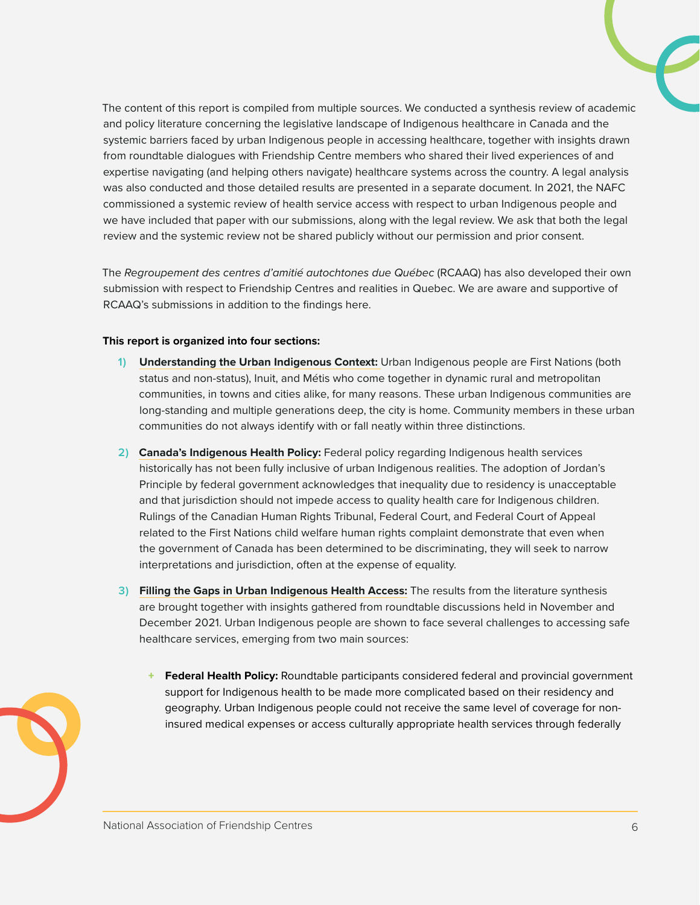The content of this report is compiled from multiple sources. We conducted a synthesis review of academic and policy literature concerning the legislative landscape of Indigenous healthcare in Canada and the systemic barriers faced by urban Indigenous people in accessing healthcare, together with insights drawn from roundtable dialogues with Friendship Centre members who shared their lived experiences of and expertise navigating (and helping others navigate) healthcare systems across the country. A legal analysis was also conducted and those detailed results are presented in a separate document. In 2021, the NAFC commissioned a systemic review of health service access with respect to urban Indigenous people and we have included that paper with our submissions, along with the legal review. We ask that both the legal review and the systemic review not be shared publicly without our permission and prior consent.

The *Regroupement des centres d'amitié autochtones due Québec* (RCAAQ) has also developed their own submission with respect to Friendship Centres and realities in Quebec. We are aware and supportive of RCAAQ's submissions in addition to the findings here.

**This report is organized into four sections:**

1) **Understanding the Urban Indigenous Context:** Urban Indigenous people are First Nations (both status and non-status), Inuit, and Métis who come together in dynamic rural and metropolitan communities, in towns and cities alike, for many reasons. These urban Indigenous communities are long-standing and multiple generations deep, the city is home. Community members in these urban communities do not always identify with or fall neatly within three distinctions.

2) **Canada's Indigenous Health Policy:** Federal policy regarding Indigenous health services historically has not been fully inclusive of urban Indigenous realities. The adoption of Jordan's Principle by federal government acknowledges that inequality due to residency is unacceptable and that jurisdiction should not impede access to quality health care for Indigenous children. Rulings of the Canadian Human Rights Tribunal, Federal Court, and Federal Court of Appeal related to the First Nations child welfare human rights complaint demonstrate that even when the government of Canada has been determined to be discriminating, they will seek to narrow interpretations and jurisdiction, often at the expense of equality.

3) **Filling the Gaps in Urban Indigenous Health Access:** The results from the literature synthesis are brought together with insights gathered from roundtable discussions held in November and December 2021. Urban Indigenous people are shown to face several challenges to accessing safe healthcare services, emerging from two main sources:

   + **Federal Health Policy:** Roundtable participants considered federal and provincial government support for Indigenous health to be made more complicated based on their residency and geography. Urban Indigenous people could not receive the same level of coverage for non-insured medical expenses or access culturally appropriate health services through federally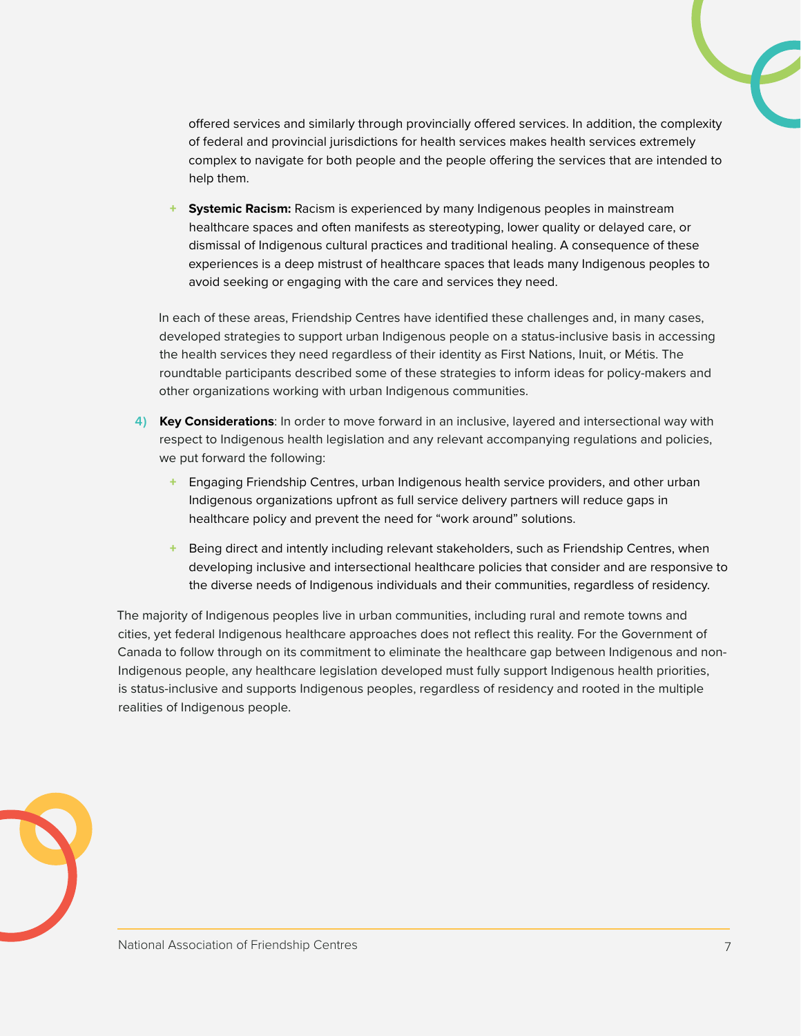offered services and similarly through provincially offered services. In addition, the complexity of federal and provincial jurisdictions for health services makes health services extremely complex to navigate for both people and the people offering the services that are intended to help them.

- **Systemic Racism:** Racism is experienced by many Indigenous peoples in mainstream healthcare spaces and often manifests as stereotyping, lower quality or delayed care, or dismissal of Indigenous cultural practices and traditional healing. A consequence of these experiences is a deep mistrust of healthcare spaces that leads many Indigenous peoples to avoid seeking or engaging with the care and services they need.

In each of these areas, Friendship Centres have identified these challenges and, in many cases, developed strategies to support urban Indigenous people on a status-inclusive basis in accessing the health services they need regardless of their identity as First Nations, Inuit, or Métis. The roundtable participants described some of these strategies to inform ideas for policy-makers and other organizations working with urban Indigenous communities.

4) **Key Considerations**: In order to move forward in an inclusive, layered and intersectional way with respect to Indigenous health legislation and any relevant accompanying regulations and policies, we put forward the following:

   - Engaging Friendship Centres, urban Indigenous health service providers, and other urban Indigenous organizations upfront as full service delivery partners will reduce gaps in healthcare policy and prevent the need for "work around" solutions.
   - Being direct and intently including relevant stakeholders, such as Friendship Centres, when developing inclusive and intersectional healthcare policies that consider and are responsive to the diverse needs of Indigenous individuals and their communities, regardless of residency.

The majority of Indigenous peoples live in urban communities, including rural and remote towns and cities, yet federal Indigenous healthcare approaches does not reflect this reality. For the Government of Canada to follow through on its commitment to eliminate the healthcare gap between Indigenous and non-Indigenous people, any healthcare legislation developed must fully support Indigenous health priorities, is status-inclusive and supports Indigenous peoples, regardless of residency and rooted in the multiple realities of Indigenous people.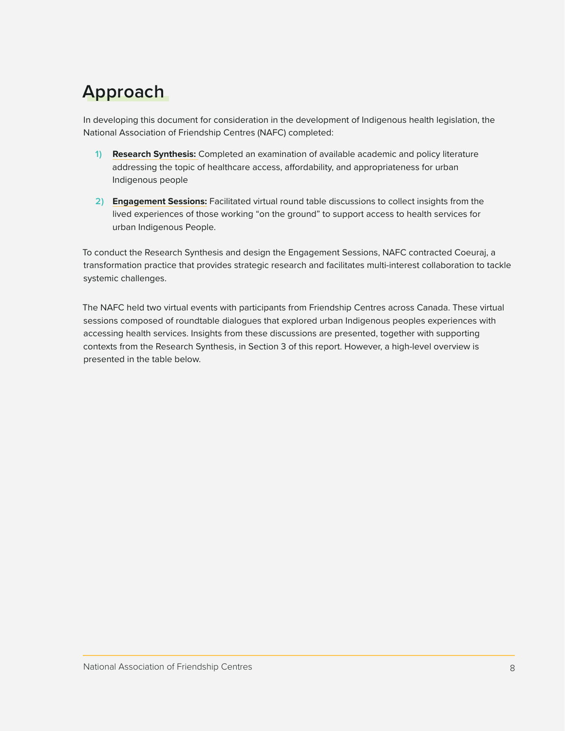# Approach

In developing this document for consideration in the development of Indigenous health legislation, the National Association of Friendship Centres (NAFC) completed:

1) **Research Synthesis:** Completed an examination of available academic and policy literature addressing the topic of healthcare access, affordability, and appropriateness for urban Indigenous people

2) **Engagement Sessions:** Facilitated virtual round table discussions to collect insights from the lived experiences of those working "on the ground" to support access to health services for urban Indigenous People.

To conduct the Research Synthesis and design the Engagement Sessions, NAFC contracted Coeuraj, a transformation practice that provides strategic research and facilitates multi-interest collaboration to tackle systemic challenges.

The NAFC held two virtual events with participants from Friendship Centres across Canada. These virtual sessions composed of roundtable dialogues that explored urban Indigenous peoples experiences with accessing health services. Insights from these discussions are presented, together with supporting contexts from the Research Synthesis, in Section 3 of this report. However, a high-level overview is presented in the table below.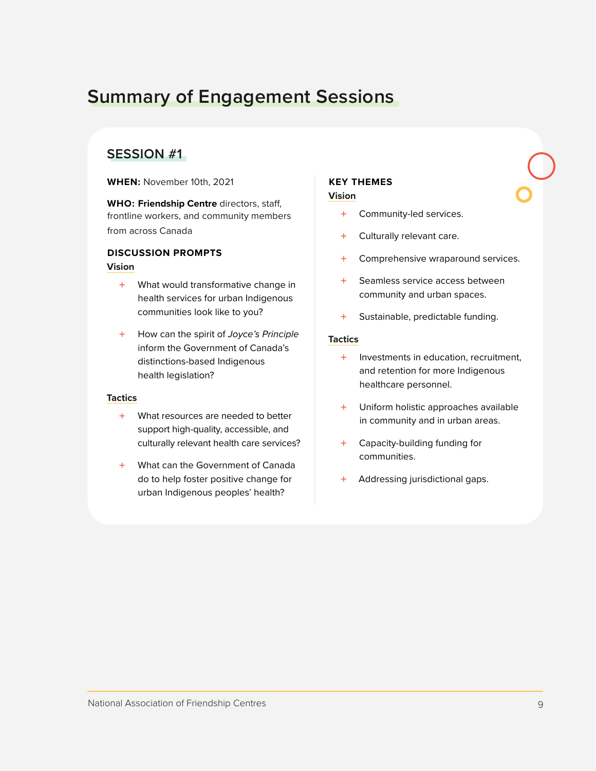# Summary of Engagement Sessions

## SESSION #1

**WHEN:** November 10th, 2021

**WHO: Friendship Centre** directors, staff, frontline workers, and community members from across Canada

### DISCUSSION PROMPTS

**Vision**

- What would transformative change in health services for urban Indigenous communities look like to you?
- How can the spirit of *Joyce's Principle* inform the Government of Canada's distinctions-based Indigenous health legislation?

**Tactics**

- What resources are needed to better support high-quality, accessible, and culturally relevant health care services?
- What can the Government of Canada do to help foster positive change for urban Indigenous peoples' health?

### KEY THEMES

**Vision**

- Community-led services.
- Culturally relevant care.
- Comprehensive wraparound services.
- Seamless service access between community and urban spaces.
- Sustainable, predictable funding.

**Tactics**

- Investments in education, recruitment, and retention for more Indigenous healthcare personnel.
- Uniform holistic approaches available in community and in urban areas.
- Capacity-building funding for communities.
- Addressing jurisdictional gaps.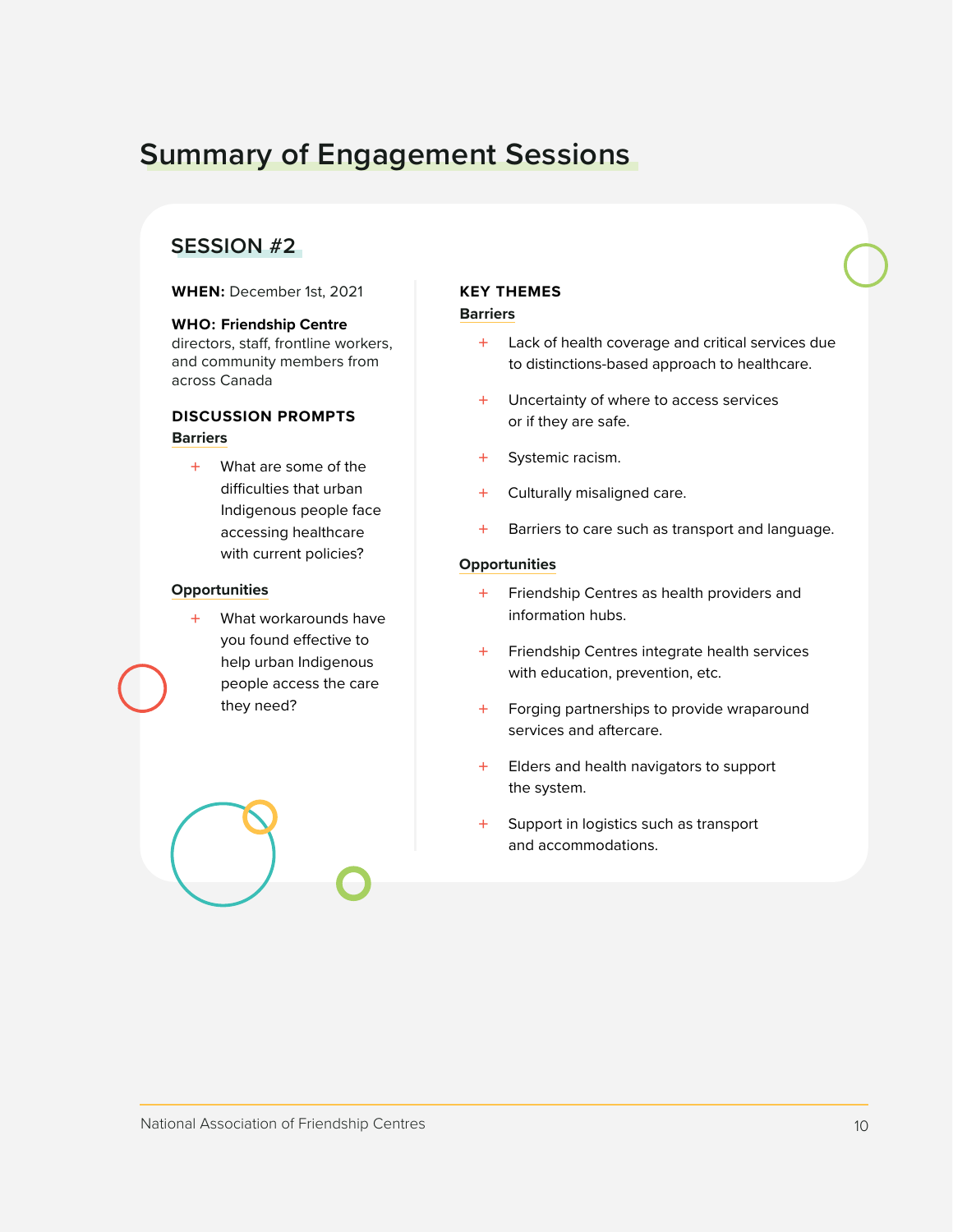# Summary of Engagement Sessions

## SESSION #2

**WHEN:** December 1st, 2021

**WHO: Friendship Centre** directors, staff, frontline workers, and community members from across Canada

### DISCUSSION PROMPTS

**Barriers**

- What are some of the difficulties that urban Indigenous people face accessing healthcare with current policies?

**Opportunities**

- What workarounds have you found effective to help urban Indigenous people access the care they need?

### KEY THEMES

**Barriers**

- Lack of health coverage and critical services due to distinctions-based approach to healthcare.
- Uncertainty of where to access services or if they are safe.
- Systemic racism.
- Culturally misaligned care.
- Barriers to care such as transport and language.

**Opportunities**

- Friendship Centres as health providers and information hubs.
- Friendship Centres integrate health services with education, prevention, etc.
- Forging partnerships to provide wraparound services and aftercare.
- Elders and health navigators to support the system.
- Support in logistics such as transport and accommodations.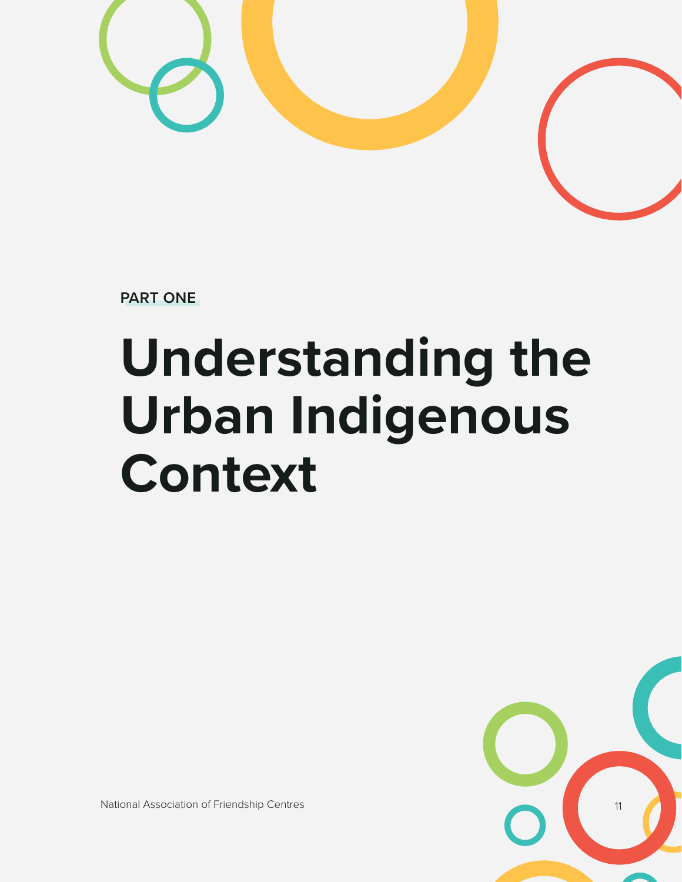PART ONE

# Understanding the Urban Indigenous Context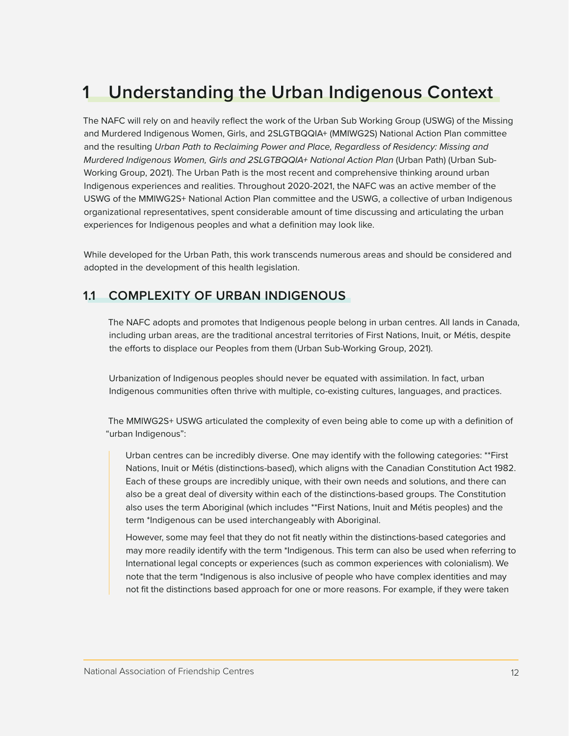# 1 Understanding the Urban Indigenous Context

The NAFC will rely on and heavily reflect the work of the Urban Sub Working Group (USWG) of the Missing and Murdered Indigenous Women, Girls, and 2SLGTBQQIA+ (MMIWG2S) National Action Plan committee and the resulting *Urban Path to Reclaiming Power and Place, Regardless of Residency: Missing and Murdered Indigenous Women, Girls and 2SLGTBQQIA+ National Action Plan* (Urban Path) (Urban Sub-Working Group, 2021). The Urban Path is the most recent and comprehensive thinking around urban Indigenous experiences and realities. Throughout 2020-2021, the NAFC was an active member of the USWG of the MMIWG2S+ National Action Plan committee and the USWG, a collective of urban Indigenous organizational representatives, spent considerable amount of time discussing and articulating the urban experiences for Indigenous peoples and what a definition may look like.

While developed for the Urban Path, this work transcends numerous areas and should be considered and adopted in the development of this health legislation.

## 1.1 COMPLEXITY OF URBAN INDIGENOUS

The NAFC adopts and promotes that Indigenous people belong in urban centres. All lands in Canada, including urban areas, are the traditional ancestral territories of First Nations, Inuit, or Métis, despite the efforts to displace our Peoples from them (Urban Sub-Working Group, 2021).

Urbanization of Indigenous peoples should never be equated with assimilation. In fact, urban Indigenous communities often thrive with multiple, co-existing cultures, languages, and practices.

The MMIWG2S+ USWG articulated the complexity of even being able to come up with a definition of "urban Indigenous":

> Urban centres can be incredibly diverse. One may identify with the following categories: **First Nations, Inuit or Métis (distinctions-based), which aligns with the Canadian Constitution Act 1982. Each of these groups are incredibly unique, with their own needs and solutions, and there can also be a great deal of diversity within each of the distinctions-based groups. The Constitution also uses the term Aboriginal (which includes **First Nations, Inuit and Métis peoples) and the term *Indigenous can be used interchangeably with Aboriginal.
>
> However, some may feel that they do not fit neatly within the distinctions-based categories and may more readily identify with the term *Indigenous. This term can also be used when referring to International legal concepts or experiences (such as common experiences with colonialism). We note that the term *Indigenous is also inclusive of people who have complex identities and may not fit the distinctions based approach for one or more reasons. For example, if they were taken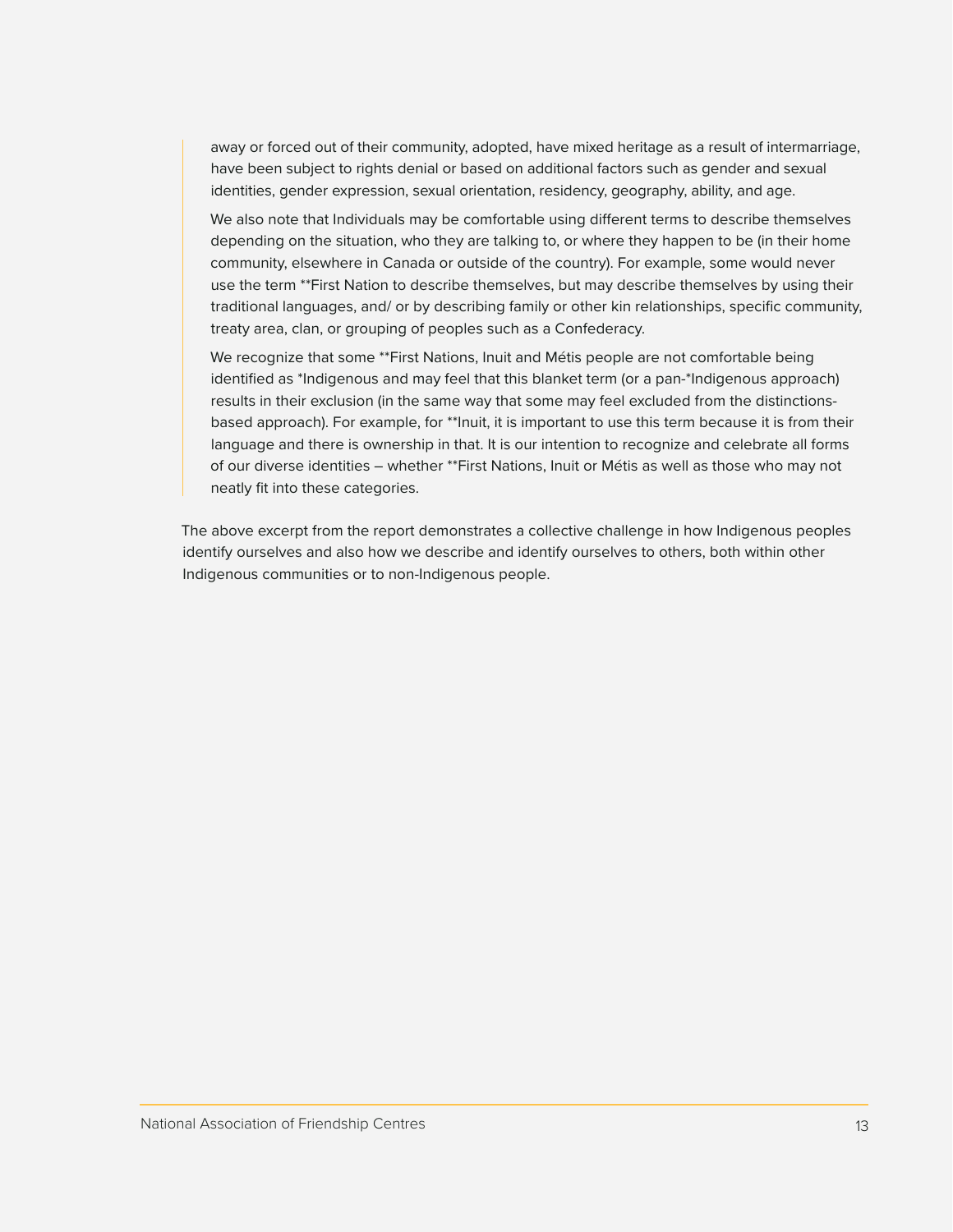> away or forced out of their community, adopted, have mixed heritage as a result of intermarriage, have been subject to rights denial or based on additional factors such as gender and sexual identities, gender expression, sexual orientation, residency, geography, ability, and age.
>
> We also note that Individuals may be comfortable using different terms to describe themselves depending on the situation, who they are talking to, or where they happen to be (in their home community, elsewhere in Canada or outside of the country). For example, some would never use the term **First Nation to describe themselves, but may describe themselves by using their traditional languages, and/ or by describing family or other kin relationships, specific community, treaty area, clan, or grouping of peoples such as a Confederacy.
>
> We recognize that some **First Nations, Inuit and Métis people are not comfortable being identified as *Indigenous and may feel that this blanket term (or a pan-*Indigenous approach) results in their exclusion (in the same way that some may feel excluded from the distinctions-based approach). For example, for **Inuit, it is important to use this term because it is from their language and there is ownership in that. It is our intention to recognize and celebrate all forms of our diverse identities – whether **First Nations, Inuit or Métis as well as those who may not neatly fit into these categories.

The above excerpt from the report demonstrates a collective challenge in how Indigenous peoples identify ourselves and also how we describe and identify ourselves to others, both within other Indigenous communities or to non-Indigenous people.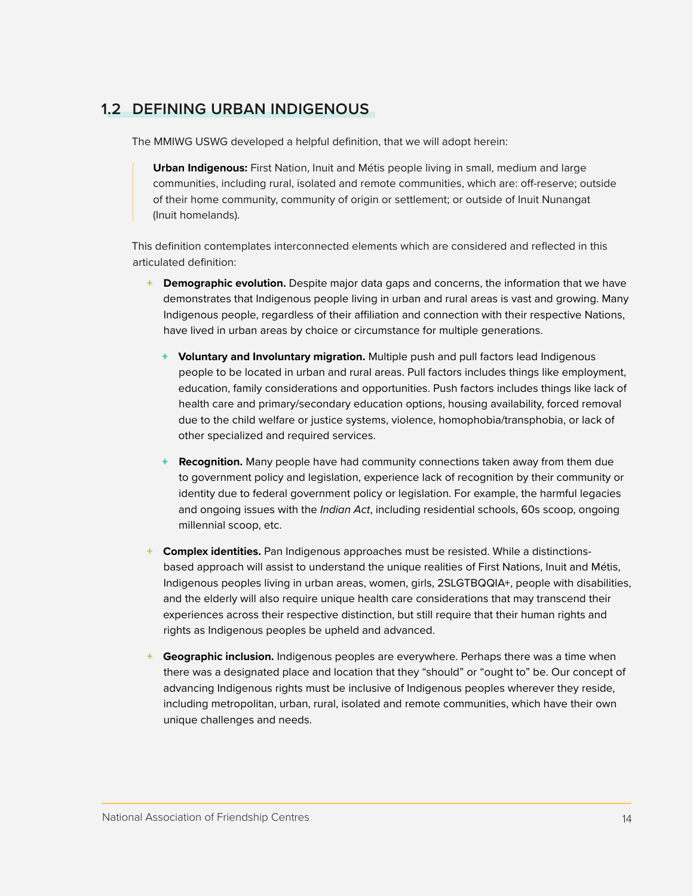## 1.2 DEFINING URBAN INDIGENOUS

The MMIWG USWG developed a helpful definition, that we will adopt herein:

> **Urban Indigenous:** First Nation, Inuit and Métis people living in small, medium and large communities, including rural, isolated and remote communities, which are: off-reserve; outside of their home community, community of origin or settlement; or outside of Inuit Nunangat (Inuit homelands).

This definition contemplates interconnected elements which are considered and reflected in this articulated definition:

- **Demographic evolution.** Despite major data gaps and concerns, the information that we have demonstrates that Indigenous people living in urban and rural areas is vast and growing. Many Indigenous people, regardless of their affiliation and connection with their respective Nations, have lived in urban areas by choice or circumstance for multiple generations.
  - **Voluntary and Involuntary migration.** Multiple push and pull factors lead Indigenous people to be located in urban and rural areas. Pull factors includes things like employment, education, family considerations and opportunities. Push factors includes things like lack of health care and primary/secondary education options, housing availability, forced removal due to the child welfare or justice systems, violence, homophobia/transphobia, or lack of other specialized and required services.
  - **Recognition.** Many people have had community connections taken away from them due to government policy and legislation, experience lack of recognition by their community or identity due to federal government policy or legislation. For example, the harmful legacies and ongoing issues with the *Indian Act*, including residential schools, 60s scoop, ongoing millennial scoop, etc.
- **Complex identities.** Pan Indigenous approaches must be resisted. While a distinctions-based approach will assist to understand the unique realities of First Nations, Inuit and Métis, Indigenous peoples living in urban areas, women, girls, 2SLGTBQQIA+, people with disabilities, and the elderly will also require unique health care considerations that may transcend their experiences across their respective distinction, but still require that their human rights and rights as Indigenous peoples be upheld and advanced.
- **Geographic inclusion.** Indigenous peoples are everywhere. Perhaps there was a time when there was a designated place and location that they "should" or "ought to" be. Our concept of advancing Indigenous rights must be inclusive of Indigenous peoples wherever they reside, including metropolitan, urban, rural, isolated and remote communities, which have their own unique challenges and needs.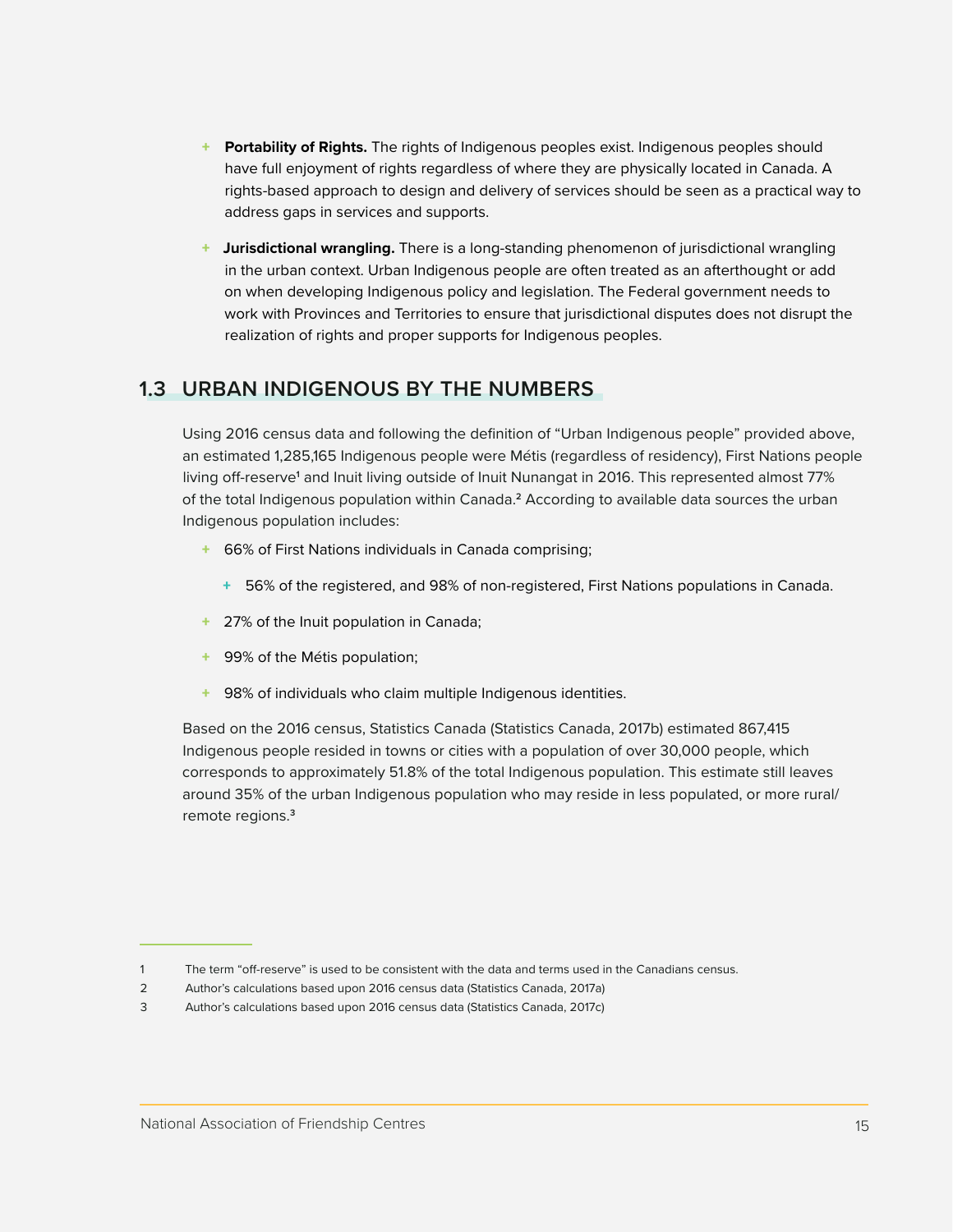- **Portability of Rights.** The rights of Indigenous peoples exist. Indigenous peoples should have full enjoyment of rights regardless of where they are physically located in Canada. A rights-based approach to design and delivery of services should be seen as a practical way to address gaps in services and supports.

- **Jurisdictional wrangling.** There is a long-standing phenomenon of jurisdictional wrangling in the urban context. Urban Indigenous people are often treated as an afterthought or add on when developing Indigenous policy and legislation. The Federal government needs to work with Provinces and Territories to ensure that jurisdictional disputes does not disrupt the realization of rights and proper supports for Indigenous peoples.

## 1.3 URBAN INDIGENOUS BY THE NUMBERS

Using 2016 census data and following the definition of "Urban Indigenous people" provided above, an estimated 1,285,165 Indigenous people were Métis (regardless of residency), First Nations people living off-reserve[1] and Inuit living outside of Inuit Nunangat in 2016. This represented almost 77% of the total Indigenous population within Canada.[2] According to available data sources the urban Indigenous population includes:

- 66% of First Nations individuals in Canada comprising;
    - 56% of the registered, and 98% of non-registered, First Nations populations in Canada.
- 27% of the Inuit population in Canada;
- 99% of the Métis population;
- 98% of individuals who claim multiple Indigenous identities.

Based on the 2016 census, Statistics Canada (Statistics Canada, 2017b) estimated 867,415 Indigenous people resided in towns or cities with a population of over 30,000 people, which corresponds to approximately 51.8% of the total Indigenous population. This estimate still leaves around 35% of the urban Indigenous population who may reside in less populated, or more rural/remote regions.[3]

---

1 The term "off-reserve" is used to be consistent with the data and terms used in the Canadians census.

2 Author's calculations based upon 2016 census data (Statistics Canada, 2017a)

3 Author's calculations based upon 2016 census data (Statistics Canada, 2017c)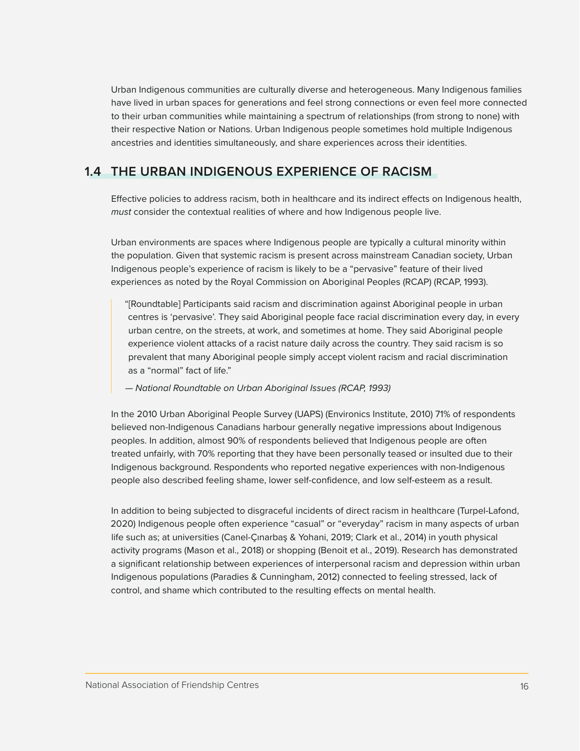Urban Indigenous communities are culturally diverse and heterogeneous. Many Indigenous families have lived in urban spaces for generations and feel strong connections or even feel more connected to their urban communities while maintaining a spectrum of relationships (from strong to none) with their respective Nation or Nations. Urban Indigenous people sometimes hold multiple Indigenous ancestries and identities simultaneously, and share experiences across their identities.

## 1.4 THE URBAN INDIGENOUS EXPERIENCE OF RACISM

Effective policies to address racism, both in healthcare and its indirect effects on Indigenous health, *must* consider the contextual realities of where and how Indigenous people live.

Urban environments are spaces where Indigenous people are typically a cultural minority within the population. Given that systemic racism is present across mainstream Canadian society, Urban Indigenous people's experience of racism is likely to be a "pervasive" feature of their lived experiences as noted by the Royal Commission on Aboriginal Peoples (RCAP) (RCAP, 1993).

> "[Roundtable] Participants said racism and discrimination against Aboriginal people in urban centres is 'pervasive'. They said Aboriginal people face racial discrimination every day, in every urban centre, on the streets, at work, and sometimes at home. They said Aboriginal people experience violent attacks of a racist nature daily across the country. They said racism is so prevalent that many Aboriginal people simply accept violent racism and racial discrimination as a "normal" fact of life."
>
> *— National Roundtable on Urban Aboriginal Issues (RCAP, 1993)*

In the 2010 Urban Aboriginal People Survey (UAPS) (Environics Institute, 2010) 71% of respondents believed non-Indigenous Canadians harbour generally negative impressions about Indigenous peoples. In addition, almost 90% of respondents believed that Indigenous people are often treated unfairly, with 70% reporting that they have been personally teased or insulted due to their Indigenous background. Respondents who reported negative experiences with non-Indigenous people also described feeling shame, lower self-confidence, and low self-esteem as a result.

In addition to being subjected to disgraceful incidents of direct racism in healthcare (Turpel-Lafond, 2020) Indigenous people often experience "casual" or "everyday" racism in many aspects of urban life such as; at universities (Canel-Çınarbaş & Yohani, 2019; Clark et al., 2014) in youth physical activity programs (Mason et al., 2018) or shopping (Benoit et al., 2019). Research has demonstrated a significant relationship between experiences of interpersonal racism and depression within urban Indigenous populations (Paradies & Cunningham, 2012) connected to feeling stressed, lack of control, and shame which contributed to the resulting effects on mental health.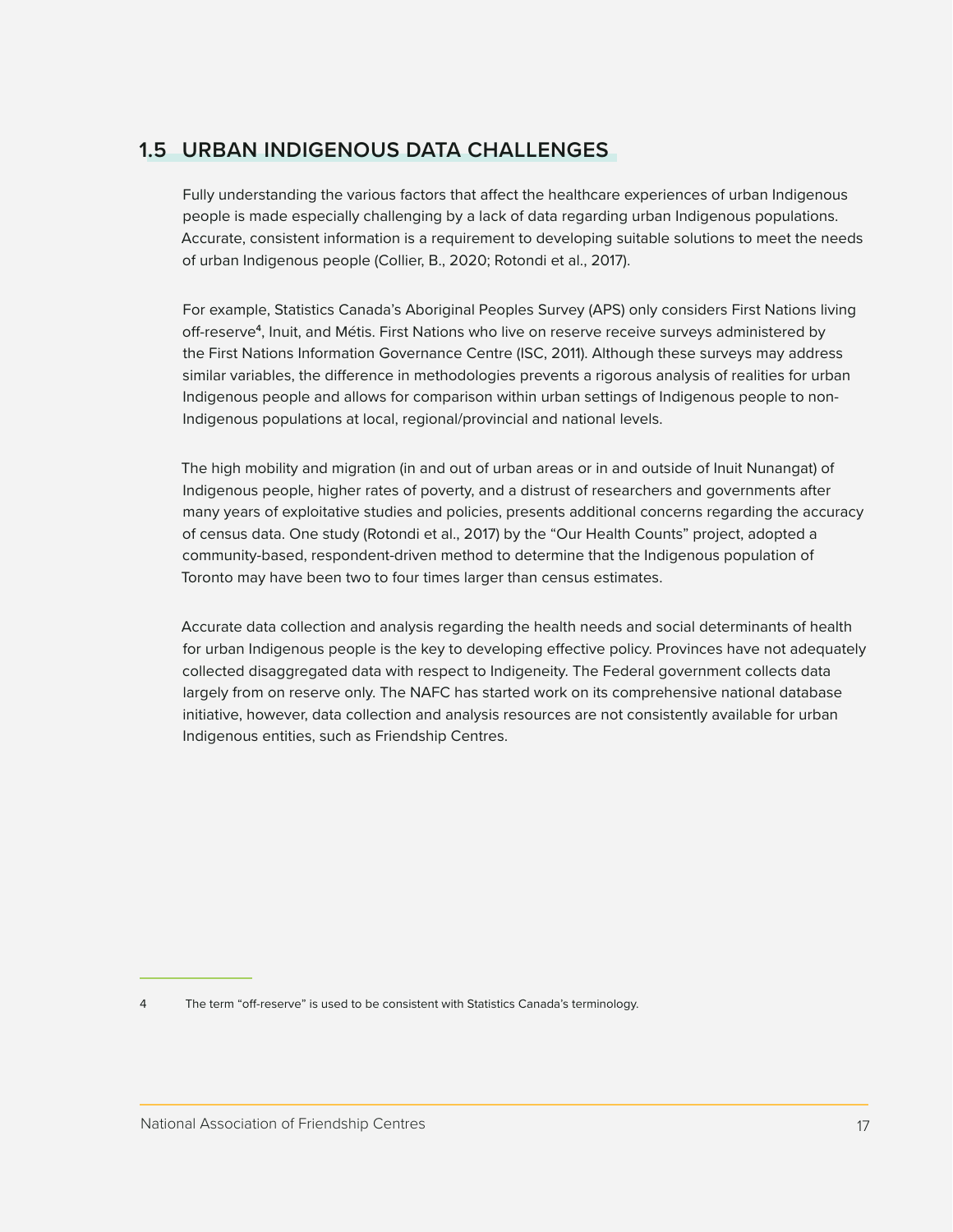## 1.5 URBAN INDIGENOUS DATA CHALLENGES

Fully understanding the various factors that affect the healthcare experiences of urban Indigenous people is made especially challenging by a lack of data regarding urban Indigenous populations. Accurate, consistent information is a requirement to developing suitable solutions to meet the needs of urban Indigenous people (Collier, B., 2020; Rotondi et al., 2017).

For example, Statistics Canada's Aboriginal Peoples Survey (APS) only considers First Nations living off-reserve[4], Inuit, and Métis. First Nations who live on reserve receive surveys administered by the First Nations Information Governance Centre (ISC, 2011). Although these surveys may address similar variables, the difference in methodologies prevents a rigorous analysis of realities for urban Indigenous people and allows for comparison within urban settings of Indigenous people to non-Indigenous populations at local, regional/provincial and national levels.

The high mobility and migration (in and out of urban areas or in and outside of Inuit Nunangat) of Indigenous people, higher rates of poverty, and a distrust of researchers and governments after many years of exploitative studies and policies, presents additional concerns regarding the accuracy of census data. One study (Rotondi et al., 2017) by the "Our Health Counts" project, adopted a community-based, respondent-driven method to determine that the Indigenous population of Toronto may have been two to four times larger than census estimates.

Accurate data collection and analysis regarding the health needs and social determinants of health for urban Indigenous people is the key to developing effective policy. Provinces have not adequately collected disaggregated data with respect to Indigeneity. The Federal government collects data largely from on reserve only. The NAFC has started work on its comprehensive national database initiative, however, data collection and analysis resources are not consistently available for urban Indigenous entities, such as Friendship Centres.

---

4 The term "off-reserve" is used to be consistent with Statistics Canada's terminology.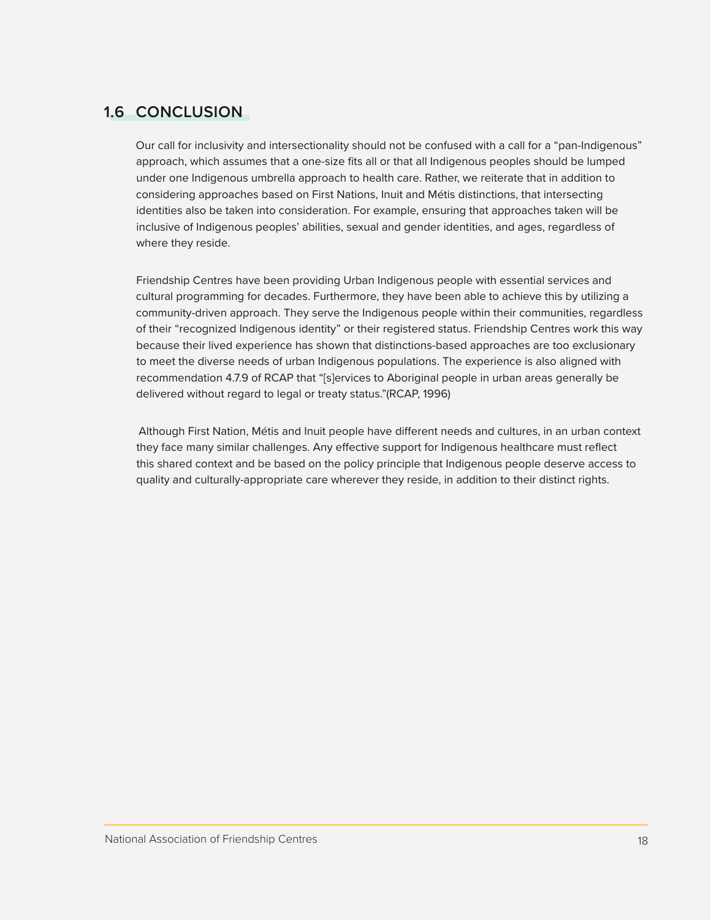## 1.6 CONCLUSION

Our call for inclusivity and intersectionality should not be confused with a call for a "pan-Indigenous" approach, which assumes that a one-size fits all or that all Indigenous peoples should be lumped under one Indigenous umbrella approach to health care. Rather, we reiterate that in addition to considering approaches based on First Nations, Inuit and Métis distinctions, that intersecting identities also be taken into consideration. For example, ensuring that approaches taken will be inclusive of Indigenous peoples' abilities, sexual and gender identities, and ages, regardless of where they reside.

Friendship Centres have been providing Urban Indigenous people with essential services and cultural programming for decades. Furthermore, they have been able to achieve this by utilizing a community-driven approach. They serve the Indigenous people within their communities, regardless of their "recognized Indigenous identity" or their registered status. Friendship Centres work this way because their lived experience has shown that distinctions-based approaches are too exclusionary to meet the diverse needs of urban Indigenous populations. The experience is also aligned with recommendation 4.7.9 of RCAP that "[s]ervices to Aboriginal people in urban areas generally be delivered without regard to legal or treaty status."(RCAP, 1996)

Although First Nation, Métis and Inuit people have different needs and cultures, in an urban context they face many similar challenges. Any effective support for Indigenous healthcare must reflect this shared context and be based on the policy principle that Indigenous people deserve access to quality and culturally-appropriate care wherever they reside, in addition to their distinct rights.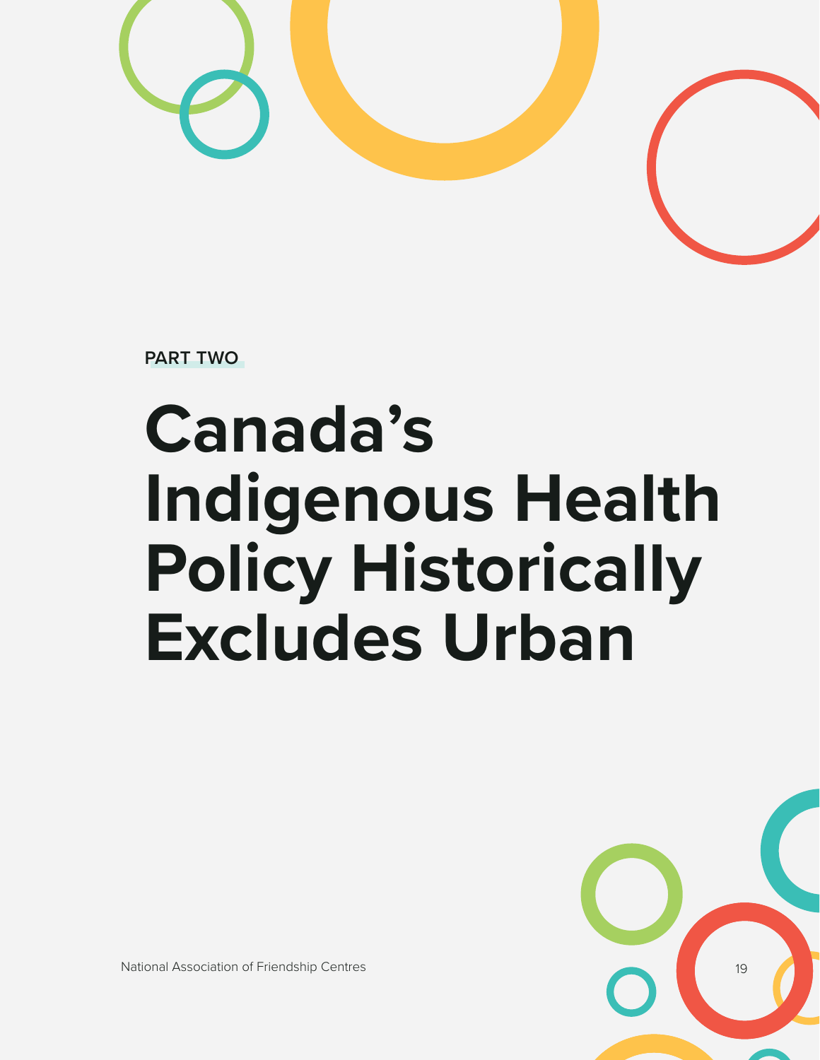PART TWO

# Canada's Indigenous Health Policy Historically Excludes Urban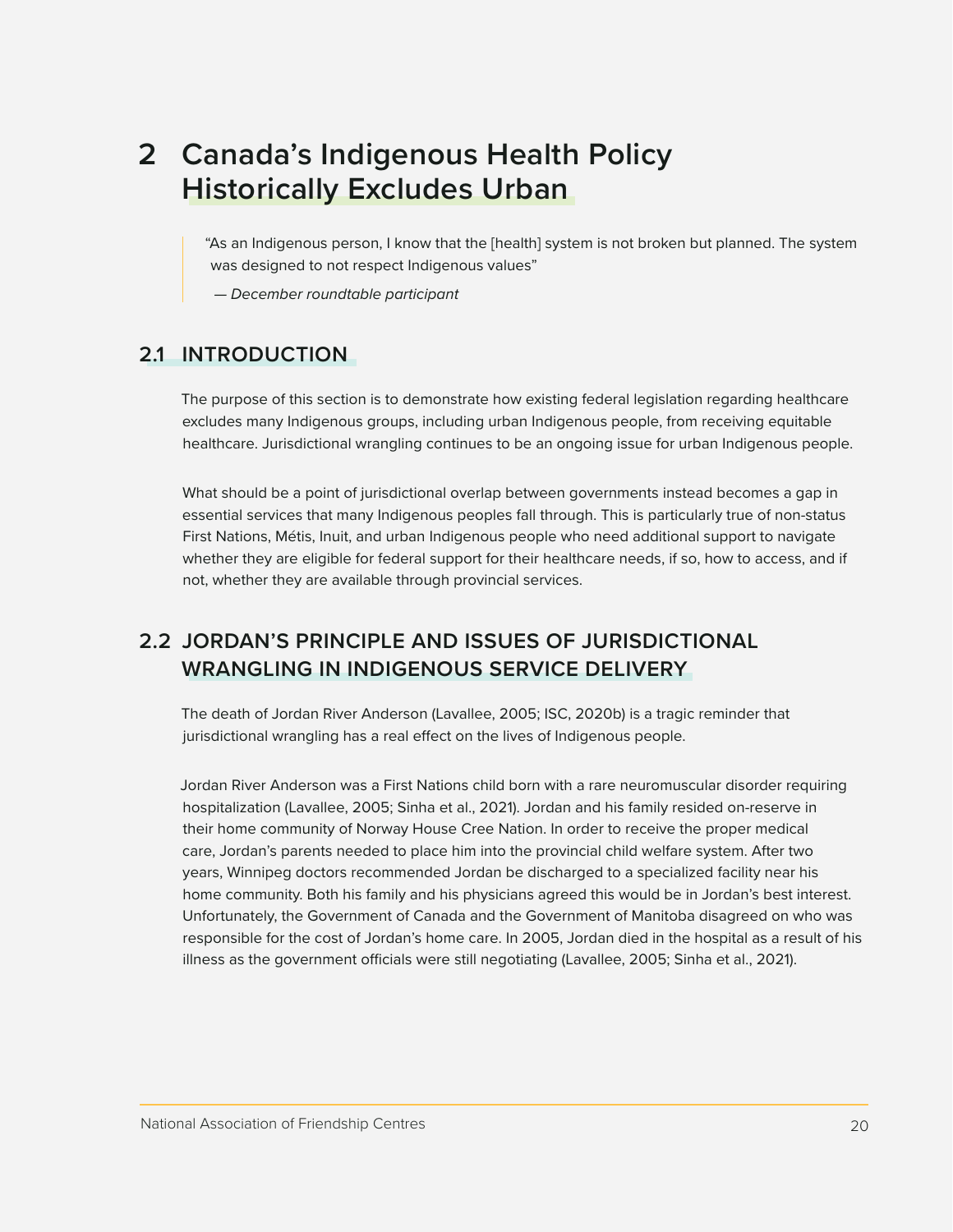# 2 Canada's Indigenous Health Policy Historically Excludes Urban

> "As an Indigenous person, I know that the [health] system is not broken but planned. The system was designed to not respect Indigenous values"
>
> *— December roundtable participant*

## 2.1 INTRODUCTION

The purpose of this section is to demonstrate how existing federal legislation regarding healthcare excludes many Indigenous groups, including urban Indigenous people, from receiving equitable healthcare. Jurisdictional wrangling continues to be an ongoing issue for urban Indigenous people.

What should be a point of jurisdictional overlap between governments instead becomes a gap in essential services that many Indigenous peoples fall through. This is particularly true of non-status First Nations, Métis, Inuit, and urban Indigenous people who need additional support to navigate whether they are eligible for federal support for their healthcare needs, if so, how to access, and if not, whether they are available through provincial services.

## 2.2 JORDAN'S PRINCIPLE AND ISSUES OF JURISDICTIONAL WRANGLING IN INDIGENOUS SERVICE DELIVERY

The death of Jordan River Anderson (Lavallee, 2005; ISC, 2020b) is a tragic reminder that jurisdictional wrangling has a real effect on the lives of Indigenous people.

Jordan River Anderson was a First Nations child born with a rare neuromuscular disorder requiring hospitalization (Lavallee, 2005; Sinha et al., 2021). Jordan and his family resided on-reserve in their home community of Norway House Cree Nation. In order to receive the proper medical care, Jordan's parents needed to place him into the provincial child welfare system. After two years, Winnipeg doctors recommended Jordan be discharged to a specialized facility near his home community. Both his family and his physicians agreed this would be in Jordan's best interest. Unfortunately, the Government of Canada and the Government of Manitoba disagreed on who was responsible for the cost of Jordan's home care. In 2005, Jordan died in the hospital as a result of his illness as the government officials were still negotiating (Lavallee, 2005; Sinha et al., 2021).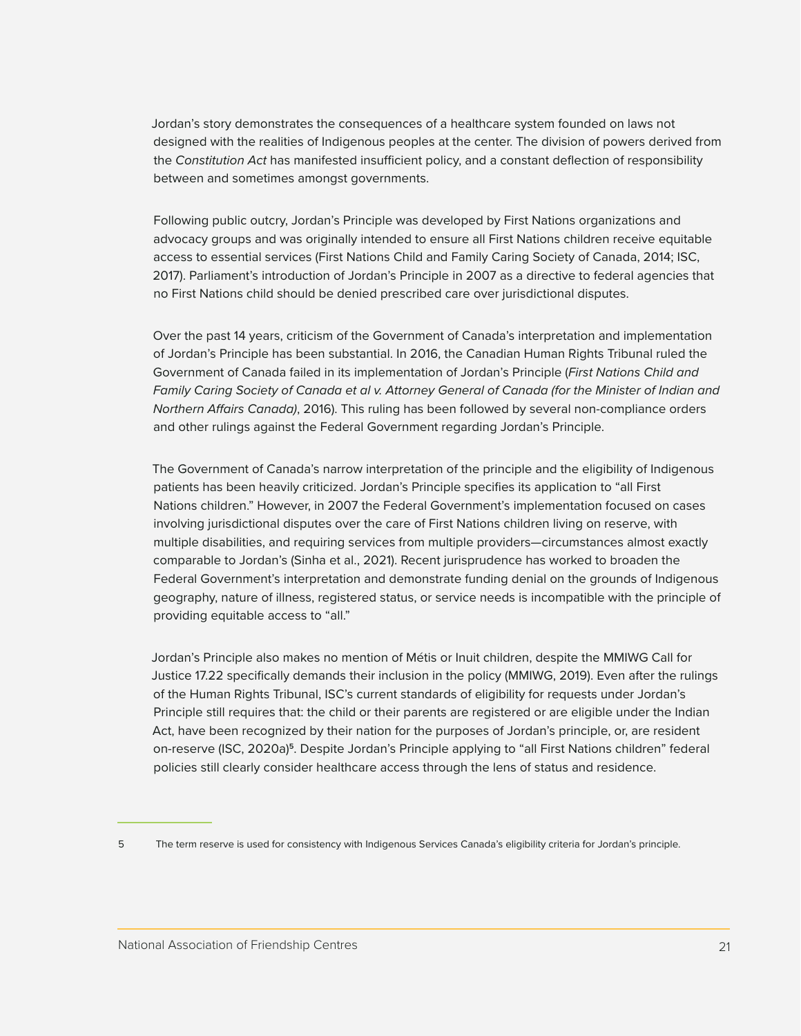Jordan's story demonstrates the consequences of a healthcare system founded on laws not designed with the realities of Indigenous peoples at the center. The division of powers derived from the *Constitution Act* has manifested insufficient policy, and a constant deflection of responsibility between and sometimes amongst governments.

Following public outcry, Jordan's Principle was developed by First Nations organizations and advocacy groups and was originally intended to ensure all First Nations children receive equitable access to essential services (First Nations Child and Family Caring Society of Canada, 2014; ISC, 2017). Parliament's introduction of Jordan's Principle in 2007 as a directive to federal agencies that no First Nations child should be denied prescribed care over jurisdictional disputes.

Over the past 14 years, criticism of the Government of Canada's interpretation and implementation of Jordan's Principle has been substantial. In 2016, the Canadian Human Rights Tribunal ruled the Government of Canada failed in its implementation of Jordan's Principle (*First Nations Child and Family Caring Society of Canada et al v. Attorney General of Canada (for the Minister of Indian and Northern Affairs Canada)*, 2016). This ruling has been followed by several non-compliance orders and other rulings against the Federal Government regarding Jordan's Principle.

The Government of Canada's narrow interpretation of the principle and the eligibility of Indigenous patients has been heavily criticized. Jordan's Principle specifies its application to "all First Nations children." However, in 2007 the Federal Government's implementation focused on cases involving jurisdictional disputes over the care of First Nations children living on reserve, with multiple disabilities, and requiring services from multiple providers—circumstances almost exactly comparable to Jordan's (Sinha et al., 2021). Recent jurisprudence has worked to broaden the Federal Government's interpretation and demonstrate funding denial on the grounds of Indigenous geography, nature of illness, registered status, or service needs is incompatible with the principle of providing equitable access to "all."

Jordan's Principle also makes no mention of Métis or Inuit children, despite the MMIWG Call for Justice 17.22 specifically demands their inclusion in the policy (MMIWG, 2019). Even after the rulings of the Human Rights Tribunal, ISC's current standards of eligibility for requests under Jordan's Principle still requires that: the child or their parents are registered or are eligible under the Indian Act, have been recognized by their nation for the purposes of Jordan's principle, or, are resident on-reserve (ISC, 2020a)[5]. Despite Jordan's Principle applying to "all First Nations children" federal policies still clearly consider healthcare access through the lens of status and residence.

---

5 The term reserve is used for consistency with Indigenous Services Canada's eligibility criteria for Jordan's principle.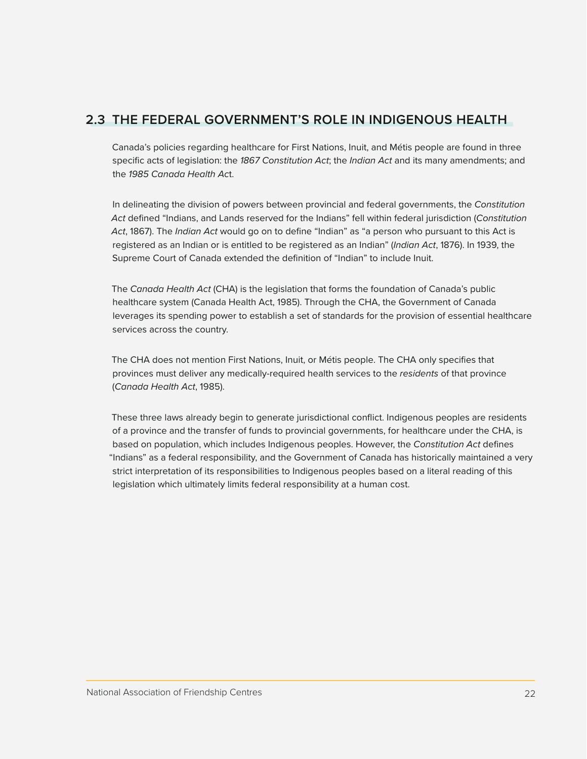## 2.3 THE FEDERAL GOVERNMENT'S ROLE IN INDIGENOUS HEALTH

Canada's policies regarding healthcare for First Nations, Inuit, and Métis people are found in three specific acts of legislation: the *1867 Constitution Act*; the *Indian Act* and its many amendments; and the *1985 Canada Health Ac*t.

In delineating the division of powers between provincial and federal governments, the *Constitution Act* defined "Indians, and Lands reserved for the Indians" fell within federal jurisdiction (*Constitution Act*, 1867). The *Indian Act* would go on to define "Indian" as "a person who pursuant to this Act is registered as an Indian or is entitled to be registered as an Indian" (*Indian Act*, 1876). In 1939, the Supreme Court of Canada extended the definition of "Indian" to include Inuit.

The *Canada Health Act* (CHA) is the legislation that forms the foundation of Canada's public healthcare system (Canada Health Act, 1985). Through the CHA, the Government of Canada leverages its spending power to establish a set of standards for the provision of essential healthcare services across the country.

The CHA does not mention First Nations, Inuit, or Métis people. The CHA only specifies that provinces must deliver any medically-required health services to the *residents* of that province (*Canada Health Act*, 1985).

These three laws already begin to generate jurisdictional conflict. Indigenous peoples are residents of a province and the transfer of funds to provincial governments, for healthcare under the CHA, is based on population, which includes Indigenous peoples. However, the *Constitution Act* defines "Indians" as a federal responsibility, and the Government of Canada has historically maintained a very strict interpretation of its responsibilities to Indigenous peoples based on a literal reading of this legislation which ultimately limits federal responsibility at a human cost.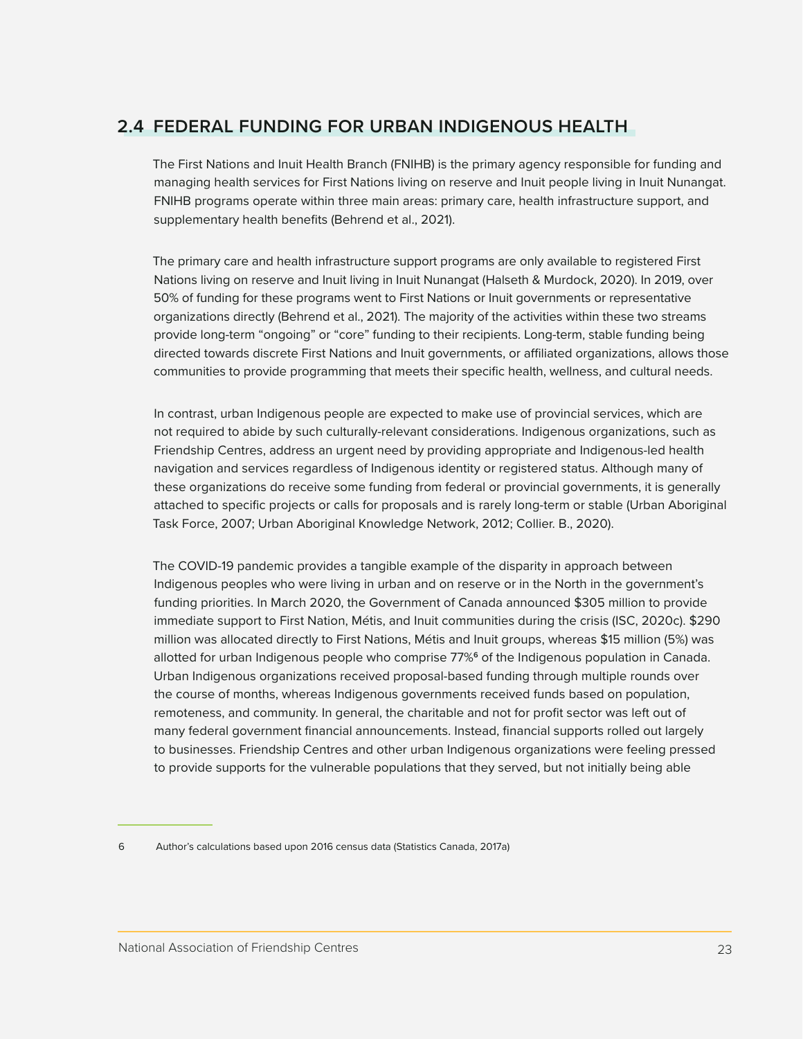## 2.4 FEDERAL FUNDING FOR URBAN INDIGENOUS HEALTH

The First Nations and Inuit Health Branch (FNIHB) is the primary agency responsible for funding and managing health services for First Nations living on reserve and Inuit people living in Inuit Nunangat. FNIHB programs operate within three main areas: primary care, health infrastructure support, and supplementary health benefits (Behrend et al., 2021).

The primary care and health infrastructure support programs are only available to registered First Nations living on reserve and Inuit living in Inuit Nunangat (Halseth & Murdock, 2020). In 2019, over 50% of funding for these programs went to First Nations or Inuit governments or representative organizations directly (Behrend et al., 2021). The majority of the activities within these two streams provide long-term "ongoing" or "core" funding to their recipients. Long-term, stable funding being directed towards discrete First Nations and Inuit governments, or affiliated organizations, allows those communities to provide programming that meets their specific health, wellness, and cultural needs.

In contrast, urban Indigenous people are expected to make use of provincial services, which are not required to abide by such culturally-relevant considerations. Indigenous organizations, such as Friendship Centres, address an urgent need by providing appropriate and Indigenous-led health navigation and services regardless of Indigenous identity or registered status. Although many of these organizations do receive some funding from federal or provincial governments, it is generally attached to specific projects or calls for proposals and is rarely long-term or stable (Urban Aboriginal Task Force, 2007; Urban Aboriginal Knowledge Network, 2012; Collier. B., 2020).

The COVID-19 pandemic provides a tangible example of the disparity in approach between Indigenous peoples who were living in urban and on reserve or in the North in the government's funding priorities. In March 2020, the Government of Canada announced $305 million to provide immediate support to First Nation, Métis, and Inuit communities during the crisis (ISC, 2020c). $290 million was allocated directly to First Nations, Métis and Inuit groups, whereas $15 million (5%) was allotted for urban Indigenous people who comprise 77%[6] of the Indigenous population in Canada. Urban Indigenous organizations received proposal-based funding through multiple rounds over the course of months, whereas Indigenous governments received funds based on population, remoteness, and community. In general, the charitable and not for profit sector was left out of many federal government financial announcements. Instead, financial supports rolled out largely to businesses. Friendship Centres and other urban Indigenous organizations were feeling pressed to provide supports for the vulnerable populations that they served, but not initially being able

6 Author's calculations based upon 2016 census data (Statistics Canada, 2017a)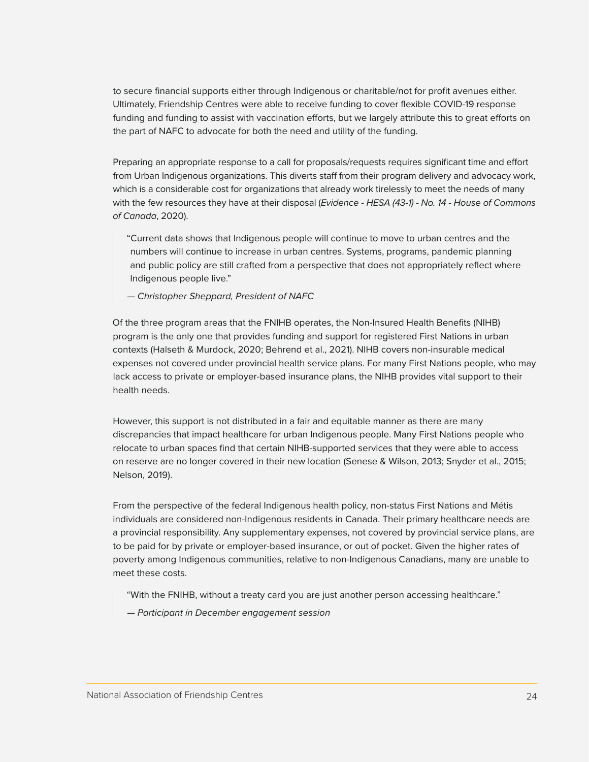to secure financial supports either through Indigenous or charitable/not for profit avenues either. Ultimately, Friendship Centres were able to receive funding to cover flexible COVID-19 response funding and funding to assist with vaccination efforts, but we largely attribute this to great efforts on the part of NAFC to advocate for both the need and utility of the funding.

Preparing an appropriate response to a call for proposals/requests requires significant time and effort from Urban Indigenous organizations. This diverts staff from their program delivery and advocacy work, which is a considerable cost for organizations that already work tirelessly to meet the needs of many with the few resources they have at their disposal (*Evidence - HESA (43-1) - No. 14 - House of Commons of Canada*, 2020).

> "Current data shows that Indigenous people will continue to move to urban centres and the numbers will continue to increase in urban centres. Systems, programs, pandemic planning and public policy are still crafted from a perspective that does not appropriately reflect where Indigenous people live."
>
> *— Christopher Sheppard, President of NAFC*

Of the three program areas that the FNIHB operates, the Non-Insured Health Benefits (NIHB) program is the only one that provides funding and support for registered First Nations in urban contexts (Halseth & Murdock, 2020; Behrend et al., 2021). NIHB covers non-insurable medical expenses not covered under provincial health service plans. For many First Nations people, who may lack access to private or employer-based insurance plans, the NIHB provides vital support to their health needs.

However, this support is not distributed in a fair and equitable manner as there are many discrepancies that impact healthcare for urban Indigenous people. Many First Nations people who relocate to urban spaces find that certain NIHB-supported services that they were able to access on reserve are no longer covered in their new location (Senese & Wilson, 2013; Snyder et al., 2015; Nelson, 2019).

From the perspective of the federal Indigenous health policy, non-status First Nations and Métis individuals are considered non-Indigenous residents in Canada. Their primary healthcare needs are a provincial responsibility. Any supplementary expenses, not covered by provincial service plans, are to be paid for by private or employer-based insurance, or out of pocket. Given the higher rates of poverty among Indigenous communities, relative to non-Indigenous Canadians, many are unable to meet these costs.

> "With the FNIHB, without a treaty card you are just another person accessing healthcare."
>
> *— Participant in December engagement session*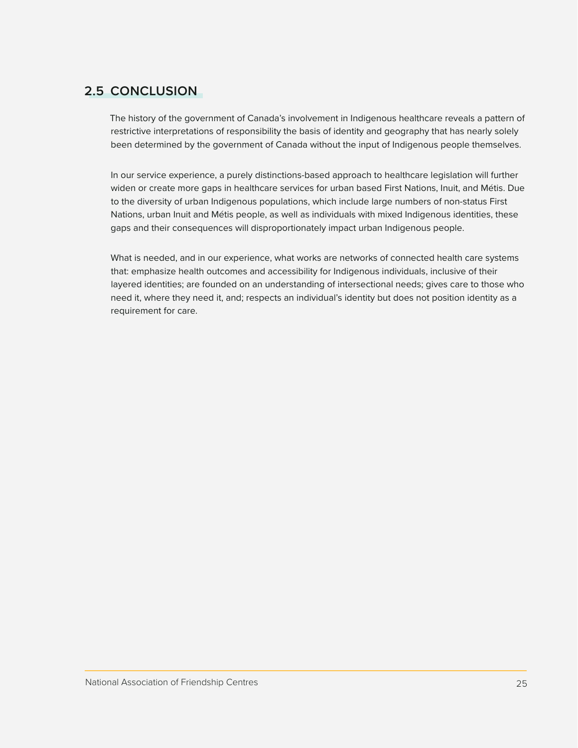## 2.5 CONCLUSION

The history of the government of Canada's involvement in Indigenous healthcare reveals a pattern of restrictive interpretations of responsibility the basis of identity and geography that has nearly solely been determined by the government of Canada without the input of Indigenous people themselves.

In our service experience, a purely distinctions-based approach to healthcare legislation will further widen or create more gaps in healthcare services for urban based First Nations, Inuit, and Métis. Due to the diversity of urban Indigenous populations, which include large numbers of non-status First Nations, urban Inuit and Métis people, as well as individuals with mixed Indigenous identities, these gaps and their consequences will disproportionately impact urban Indigenous people.

What is needed, and in our experience, what works are networks of connected health care systems that: emphasize health outcomes and accessibility for Indigenous individuals, inclusive of their layered identities; are founded on an understanding of intersectional needs; gives care to those who need it, where they need it, and; respects an individual's identity but does not position identity as a requirement for care.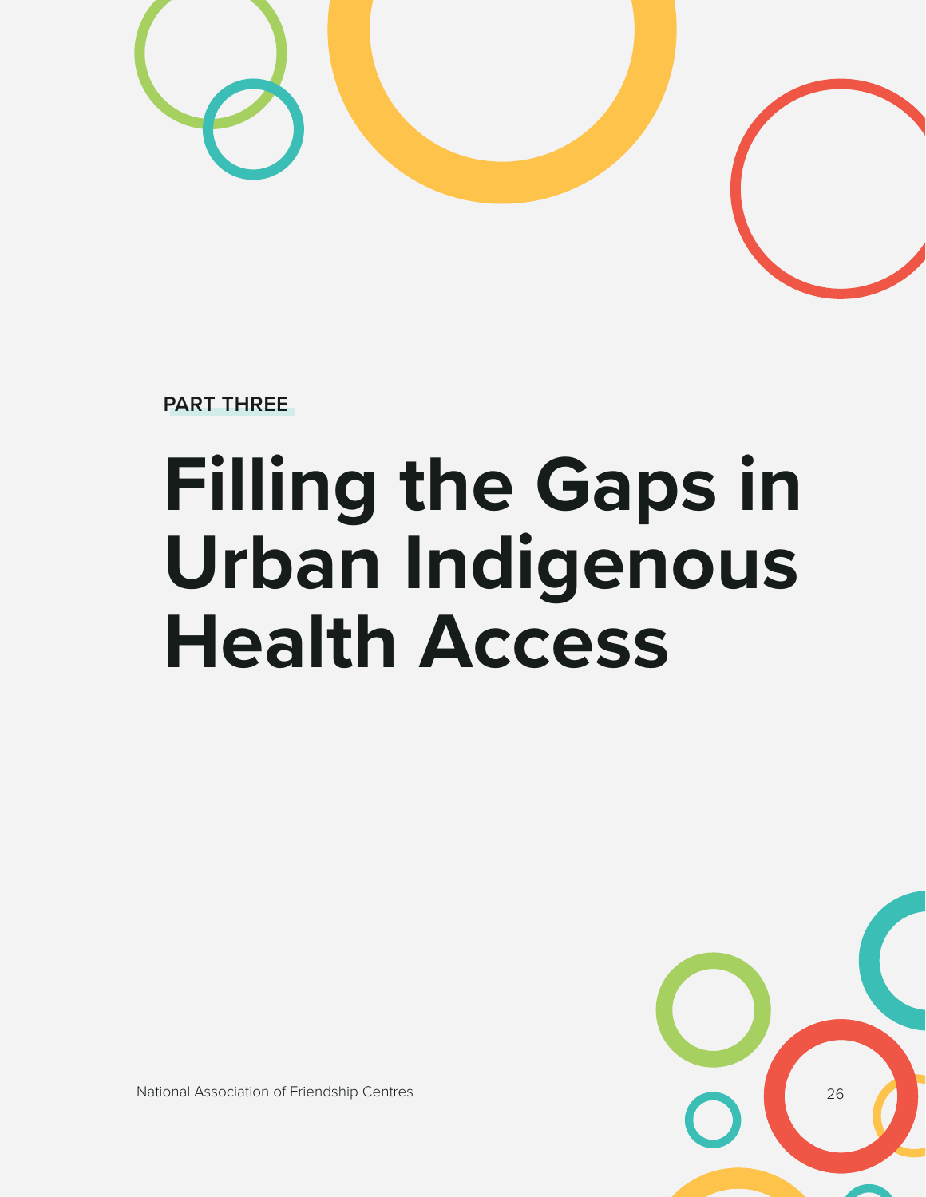PART THREE

# Filling the Gaps in Urban Indigenous Health Access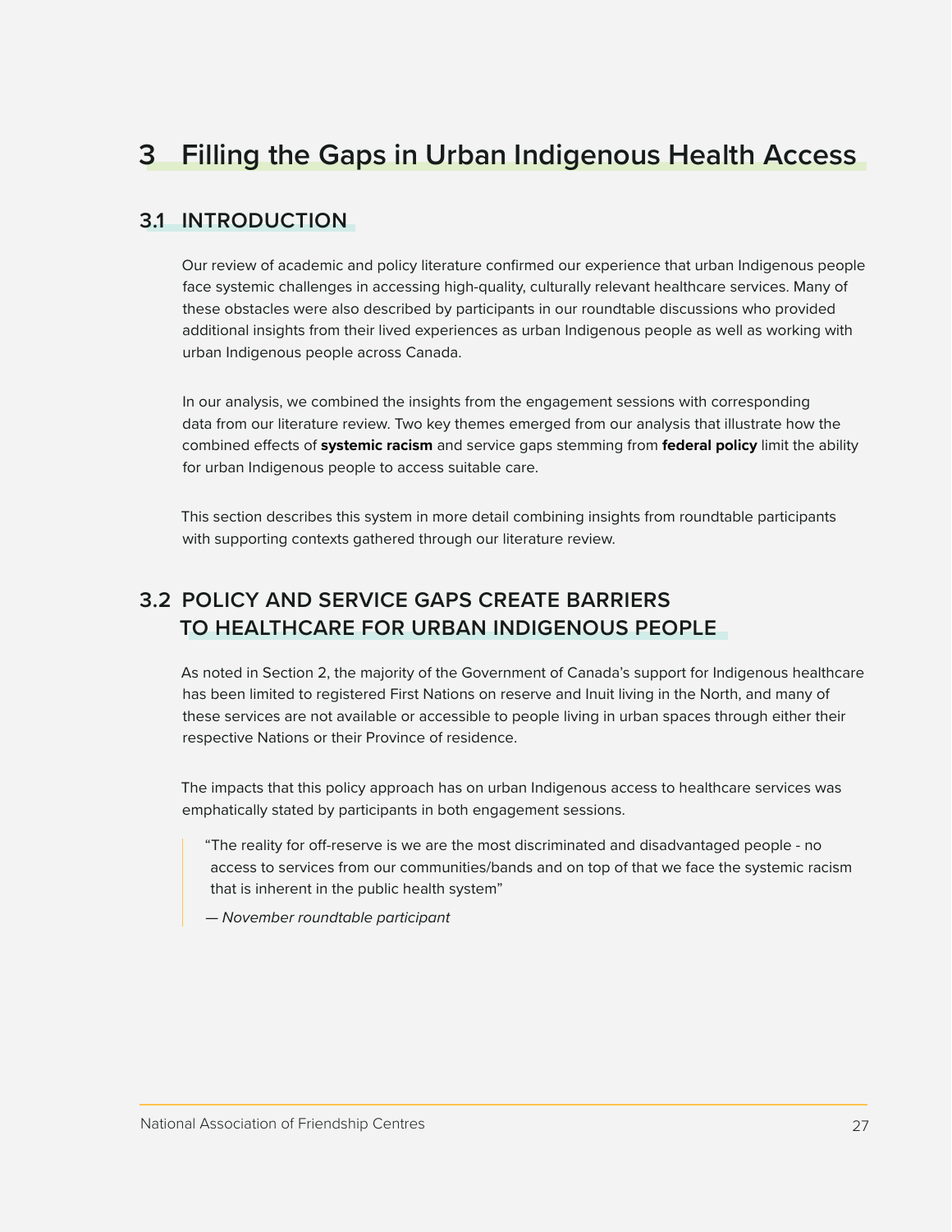# 3 Filling the Gaps in Urban Indigenous Health Access

## 3.1 INTRODUCTION

Our review of academic and policy literature confirmed our experience that urban Indigenous people face systemic challenges in accessing high-quality, culturally relevant healthcare services. Many of these obstacles were also described by participants in our roundtable discussions who provided additional insights from their lived experiences as urban Indigenous people as well as working with urban Indigenous people across Canada.

In our analysis, we combined the insights from the engagement sessions with corresponding data from our literature review. Two key themes emerged from our analysis that illustrate how the combined effects of **systemic racism** and service gaps stemming from **federal policy** limit the ability for urban Indigenous people to access suitable care.

This section describes this system in more detail combining insights from roundtable participants with supporting contexts gathered through our literature review.

## 3.2 POLICY AND SERVICE GAPS CREATE BARRIERS TO HEALTHCARE FOR URBAN INDIGENOUS PEOPLE

As noted in Section 2, the majority of the Government of Canada's support for Indigenous healthcare has been limited to registered First Nations on reserve and Inuit living in the North, and many of these services are not available or accessible to people living in urban spaces through either their respective Nations or their Province of residence.

The impacts that this policy approach has on urban Indigenous access to healthcare services was emphatically stated by participants in both engagement sessions.

> "The reality for off-reserve is we are the most discriminated and disadvantaged people - no access to services from our communities/bands and on top of that we face the systemic racism that is inherent in the public health system"
>
> — *November roundtable participant*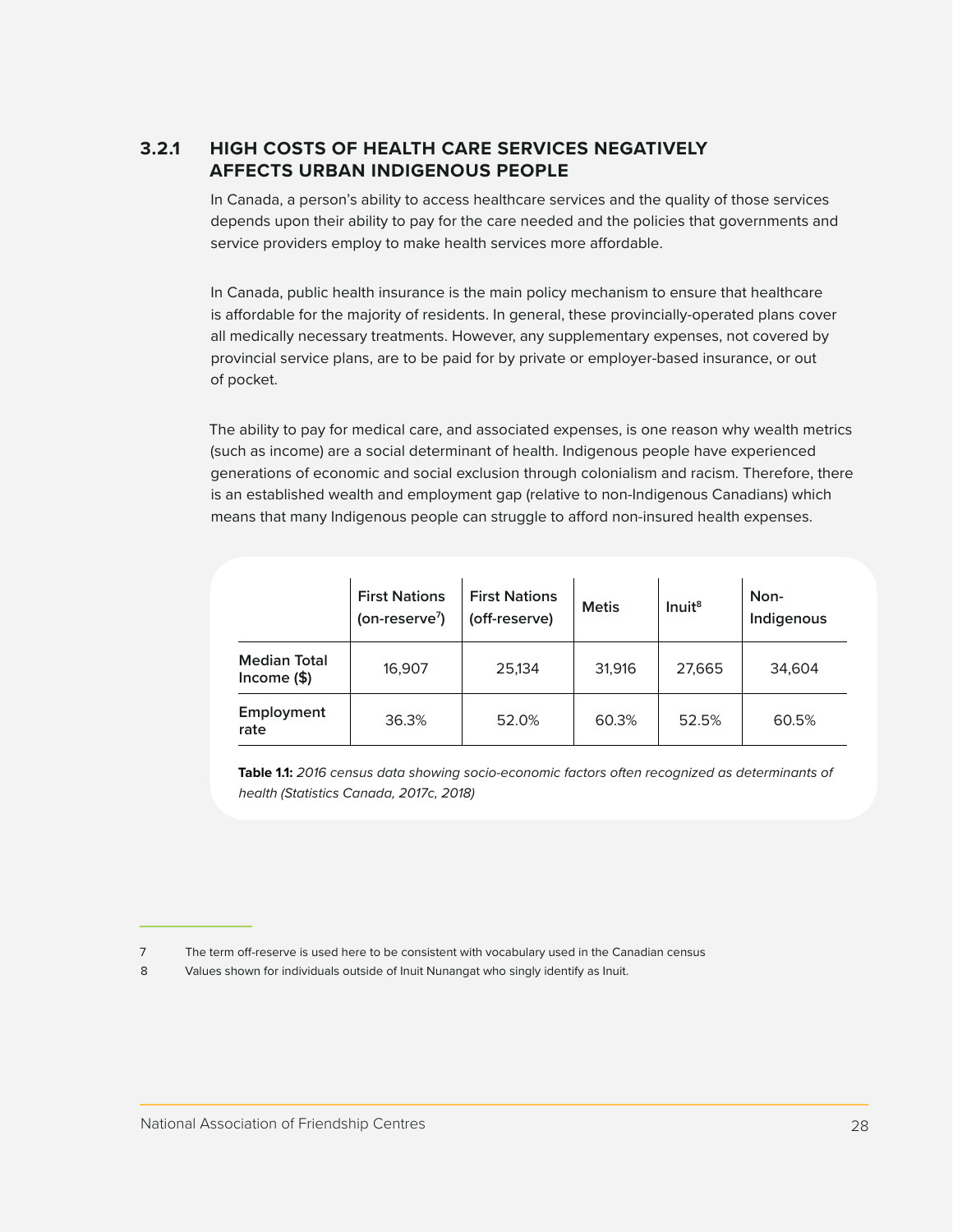### 3.2.1 HIGH COSTS OF HEALTH CARE SERVICES NEGATIVELY AFFECTS URBAN INDIGENOUS PEOPLE

In Canada, a person's ability to access healthcare services and the quality of those services depends upon their ability to pay for the care needed and the policies that governments and service providers employ to make health services more affordable.

In Canada, public health insurance is the main policy mechanism to ensure that healthcare is affordable for the majority of residents. In general, these provincially-operated plans cover all medically necessary treatments. However, any supplementary expenses, not covered by provincial service plans, are to be paid for by private or employer-based insurance, or out of pocket.

The ability to pay for medical care, and associated expenses, is one reason why wealth metrics (such as income) are a social determinant of health. Indigenous people have experienced generations of economic and social exclusion through colonialism and racism. Therefore, there is an established wealth and employment gap (relative to non-Indigenous Canadians) which means that many Indigenous people can struggle to afford non-insured health expenses.

| | First Nations (on-reserve[7]) | First Nations (off-reserve) | Metis | Inuit[8] | Non-Indigenous |
|---|---|---|---|---|---|
| **Median Total Income ($)** | 16,907 | 25,134 | 31,916 | 27,665 | 34,604 |
| **Employment rate** | 36.3% | 52.0% | 60.3% | 52.5% | 60.5% |

**Table 1.1:** *2016 census data showing socio-economic factors often recognized as determinants of health (Statistics Canada, 2017c, 2018)*

7 The term off-reserve is used here to be consistent with vocabulary used in the Canadian census

8 Values shown for individuals outside of Inuit Nunangat who singly identify as Inuit.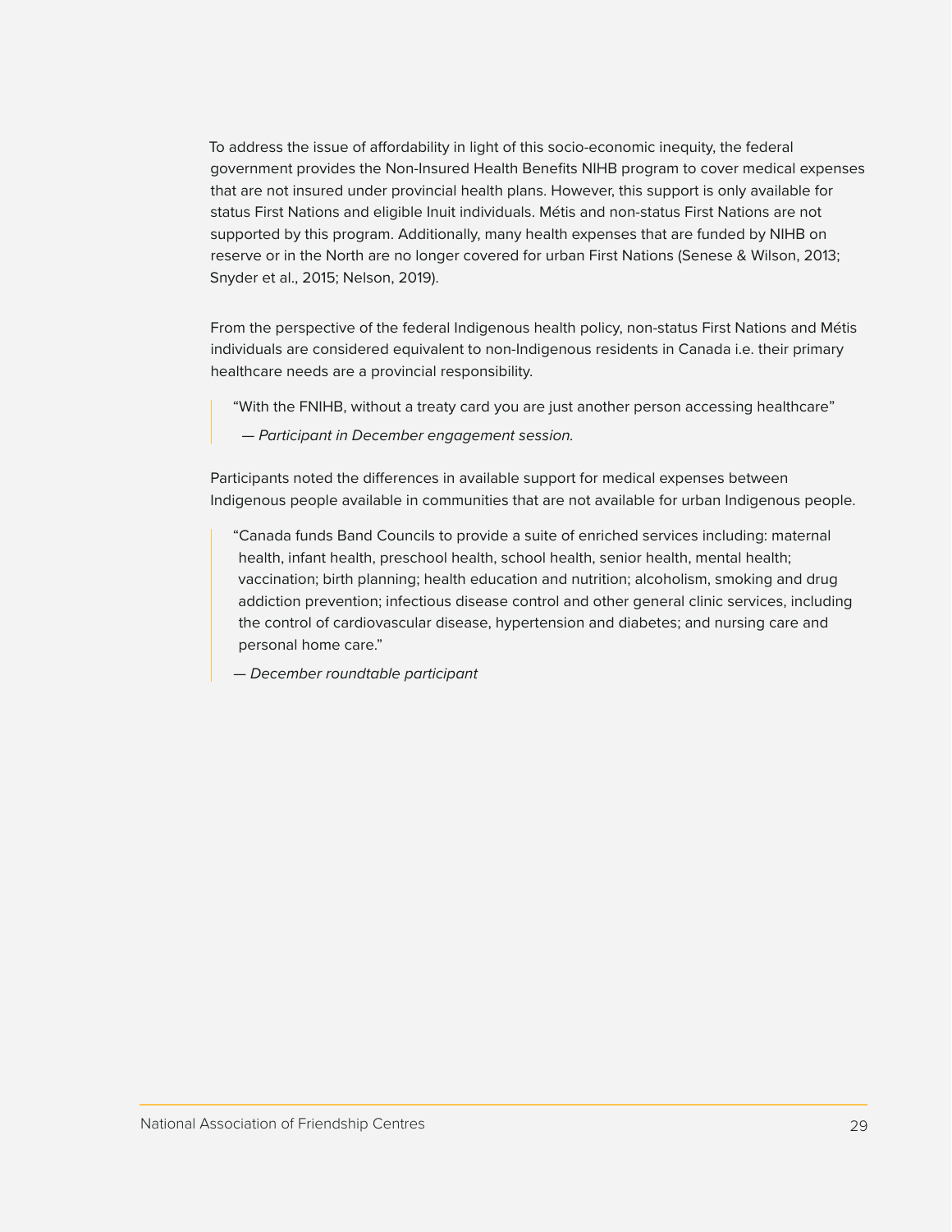To address the issue of affordability in light of this socio-economic inequity, the federal government provides the Non-Insured Health Benefits NIHB program to cover medical expenses that are not insured under provincial health plans. However, this support is only available for status First Nations and eligible Inuit individuals. Métis and non-status First Nations are not supported by this program. Additionally, many health expenses that are funded by NIHB on reserve or in the North are no longer covered for urban First Nations (Senese & Wilson, 2013; Snyder et al., 2015; Nelson, 2019).

From the perspective of the federal Indigenous health policy, non-status First Nations and Métis individuals are considered equivalent to non-Indigenous residents in Canada i.e. their primary healthcare needs are a provincial responsibility.

> "With the FNIHB, without a treaty card you are just another person accessing healthcare"
>
> *— Participant in December engagement session.*

Participants noted the differences in available support for medical expenses between Indigenous people available in communities that are not available for urban Indigenous people.

> "Canada funds Band Councils to provide a suite of enriched services including: maternal health, infant health, preschool health, school health, senior health, mental health; vaccination; birth planning; health education and nutrition; alcoholism, smoking and drug addiction prevention; infectious disease control and other general clinic services, including the control of cardiovascular disease, hypertension and diabetes; and nursing care and personal home care."
>
> *— December roundtable participant*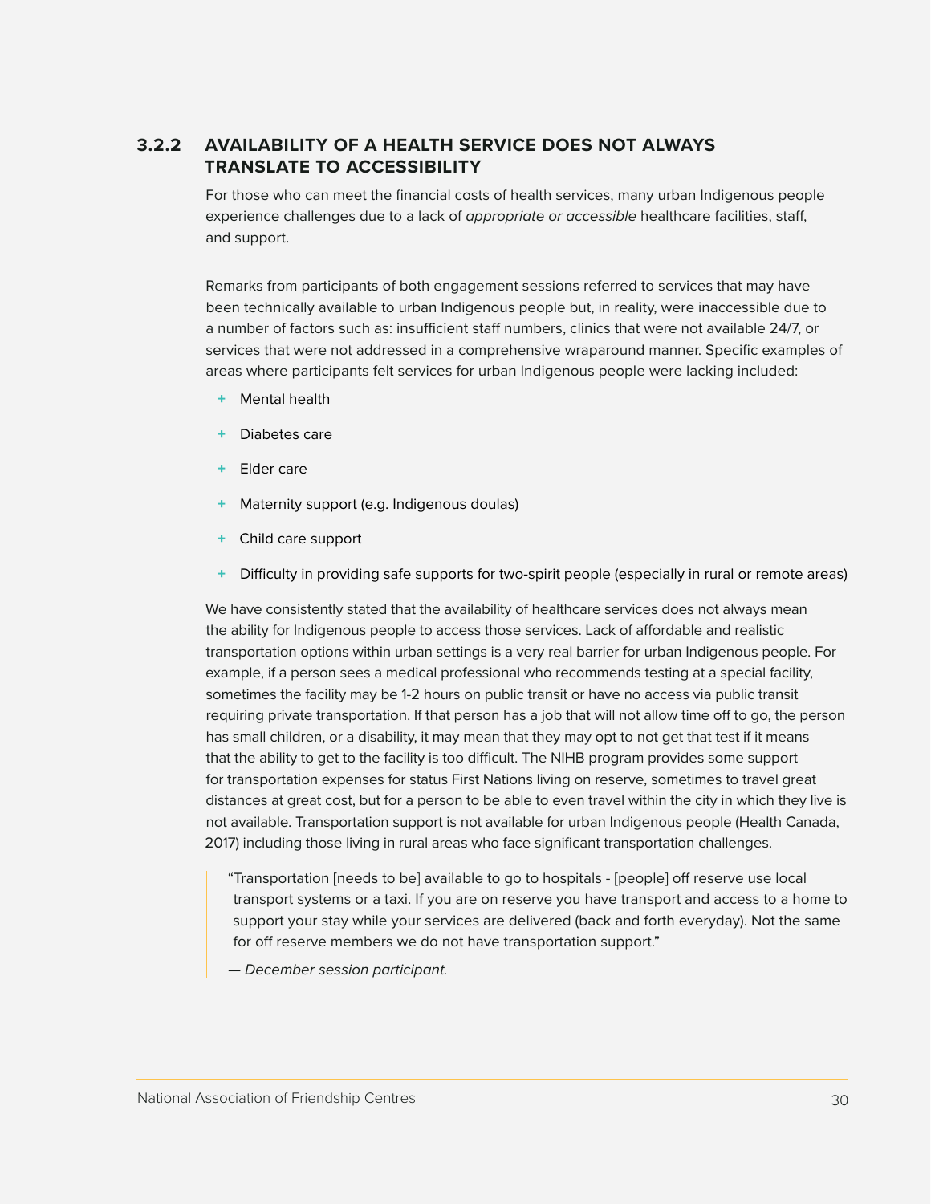### 3.2.2 AVAILABILITY OF A HEALTH SERVICE DOES NOT ALWAYS TRANSLATE TO ACCESSIBILITY

For those who can meet the financial costs of health services, many urban Indigenous people experience challenges due to a lack of *appropriate or accessible* healthcare facilities, staff, and support.

Remarks from participants of both engagement sessions referred to services that may have been technically available to urban Indigenous people but, in reality, were inaccessible due to a number of factors such as: insufficient staff numbers, clinics that were not available 24/7, or services that were not addressed in a comprehensive wraparound manner. Specific examples of areas where participants felt services for urban Indigenous people were lacking included:

- Mental health
- Diabetes care
- Elder care
- Maternity support (e.g. Indigenous doulas)
- Child care support
- Difficulty in providing safe supports for two-spirit people (especially in rural or remote areas)

We have consistently stated that the availability of healthcare services does not always mean the ability for Indigenous people to access those services. Lack of affordable and realistic transportation options within urban settings is a very real barrier for urban Indigenous people. For example, if a person sees a medical professional who recommends testing at a special facility, sometimes the facility may be 1-2 hours on public transit or have no access via public transit requiring private transportation. If that person has a job that will not allow time off to go, the person has small children, or a disability, it may mean that they may opt to not get that test if it means that the ability to get to the facility is too difficult. The NIHB program provides some support for transportation expenses for status First Nations living on reserve, sometimes to travel great distances at great cost, but for a person to be able to even travel within the city in which they live is not available. Transportation support is not available for urban Indigenous people (Health Canada, 2017) including those living in rural areas who face significant transportation challenges.

> "Transportation [needs to be] available to go to hospitals - [people] off reserve use local transport systems or a taxi. If you are on reserve you have transport and access to a home to support your stay while your services are delivered (back and forth everyday). Not the same for off reserve members we do not have transportation support."
>
> — *December session participant.*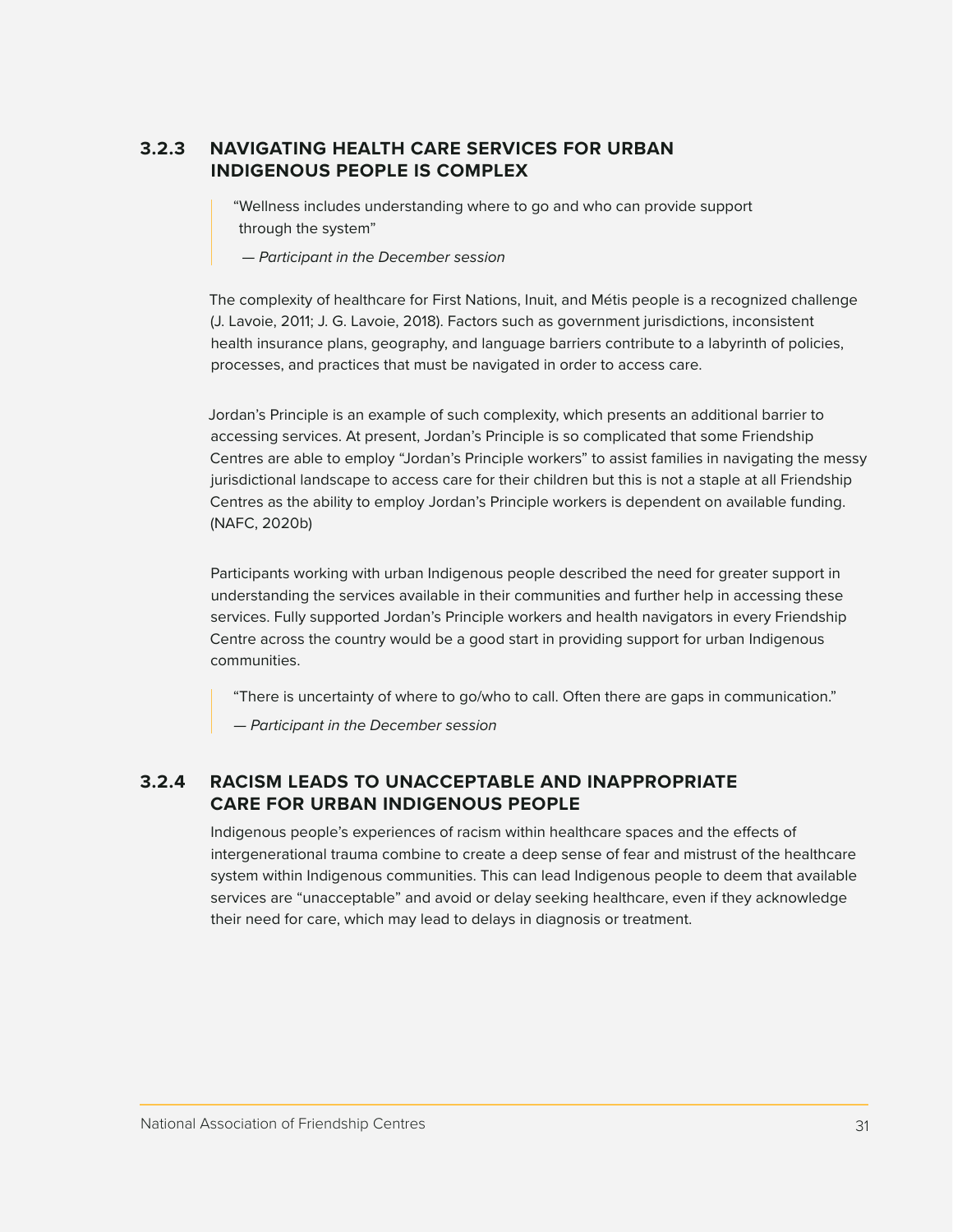### 3.2.3 NAVIGATING HEALTH CARE SERVICES FOR URBAN INDIGENOUS PEOPLE IS COMPLEX

> "Wellness includes understanding where to go and who can provide support through the system"
>
> *— Participant in the December session*

The complexity of healthcare for First Nations, Inuit, and Métis people is a recognized challenge (J. Lavoie, 2011; J. G. Lavoie, 2018). Factors such as government jurisdictions, inconsistent health insurance plans, geography, and language barriers contribute to a labyrinth of policies, processes, and practices that must be navigated in order to access care.

Jordan's Principle is an example of such complexity, which presents an additional barrier to accessing services. At present, Jordan's Principle is so complicated that some Friendship Centres are able to employ "Jordan's Principle workers" to assist families in navigating the messy jurisdictional landscape to access care for their children but this is not a staple at all Friendship Centres as the ability to employ Jordan's Principle workers is dependent on available funding. (NAFC, 2020b)

Participants working with urban Indigenous people described the need for greater support in understanding the services available in their communities and further help in accessing these services. Fully supported Jordan's Principle workers and health navigators in every Friendship Centre across the country would be a good start in providing support for urban Indigenous communities.

> "There is uncertainty of where to go/who to call. Often there are gaps in communication."
>
> *— Participant in the December session*

### 3.2.4 RACISM LEADS TO UNACCEPTABLE AND INAPPROPRIATE CARE FOR URBAN INDIGENOUS PEOPLE

Indigenous people's experiences of racism within healthcare spaces and the effects of intergenerational trauma combine to create a deep sense of fear and mistrust of the healthcare system within Indigenous communities. This can lead Indigenous people to deem that available services are "unacceptable" and avoid or delay seeking healthcare, even if they acknowledge their need for care, which may lead to delays in diagnosis or treatment.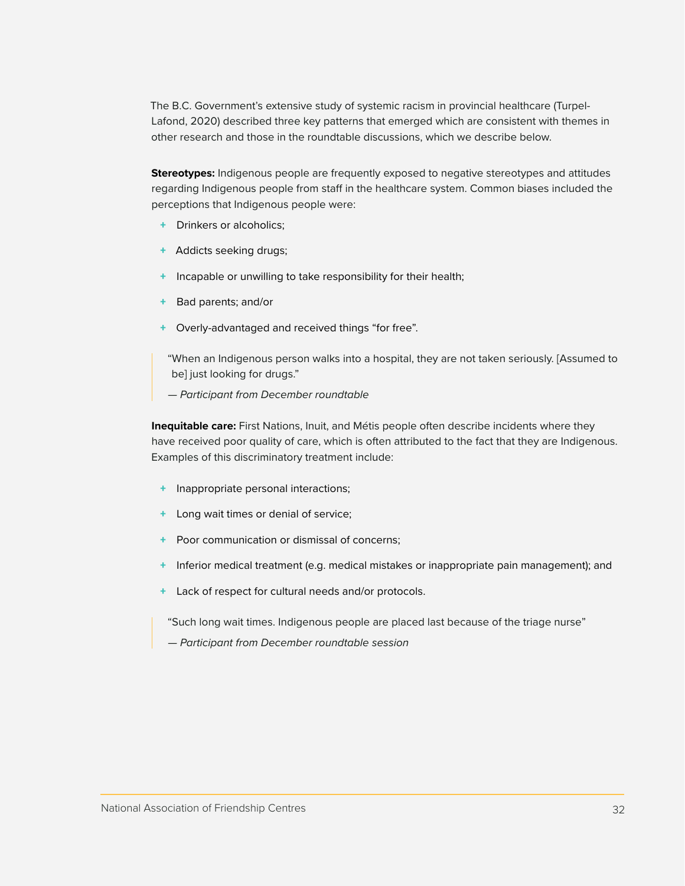The B.C. Government's extensive study of systemic racism in provincial healthcare (Turpel-Lafond, 2020) described three key patterns that emerged which are consistent with themes in other research and those in the roundtable discussions, which we describe below.

**Stereotypes:** Indigenous people are frequently exposed to negative stereotypes and attitudes regarding Indigenous people from staff in the healthcare system. Common biases included the perceptions that Indigenous people were:

- Drinkers or alcoholics;
- Addicts seeking drugs;
- Incapable or unwilling to take responsibility for their health;
- Bad parents; and/or
- Overly-advantaged and received things "for free".

> "When an Indigenous person walks into a hospital, they are not taken seriously. [Assumed to be] just looking for drugs."
>
> *— Participant from December roundtable*

**Inequitable care:** First Nations, Inuit, and Métis people often describe incidents where they have received poor quality of care, which is often attributed to the fact that they are Indigenous. Examples of this discriminatory treatment include:

- Inappropriate personal interactions;
- Long wait times or denial of service;
- Poor communication or dismissal of concerns;
- Inferior medical treatment (e.g. medical mistakes or inappropriate pain management); and
- Lack of respect for cultural needs and/or protocols.

> "Such long wait times. Indigenous people are placed last because of the triage nurse"
>
> *— Participant from December roundtable session*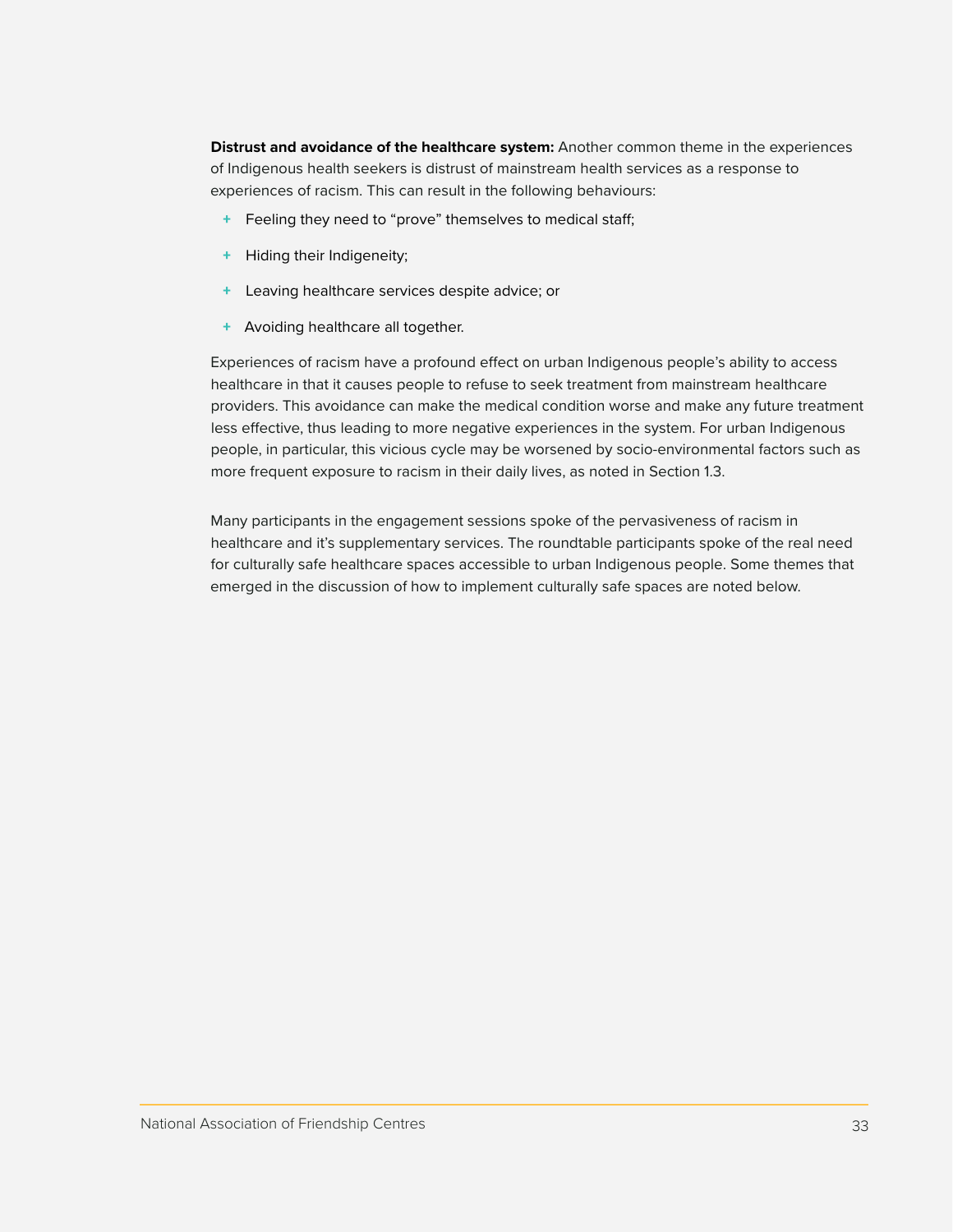**Distrust and avoidance of the healthcare system:** Another common theme in the experiences of Indigenous health seekers is distrust of mainstream health services as a response to experiences of racism. This can result in the following behaviours:

- Feeling they need to “prove” themselves to medical staff;
- Hiding their Indigeneity;
- Leaving healthcare services despite advice; or
- Avoiding healthcare all together.

Experiences of racism have a profound effect on urban Indigenous people’s ability to access healthcare in that it causes people to refuse to seek treatment from mainstream healthcare providers. This avoidance can make the medical condition worse and make any future treatment less effective, thus leading to more negative experiences in the system. For urban Indigenous people, in particular, this vicious cycle may be worsened by socio-environmental factors such as more frequent exposure to racism in their daily lives, as noted in Section 1.3.

Many participants in the engagement sessions spoke of the pervasiveness of racism in healthcare and it’s supplementary services. The roundtable participants spoke of the real need for culturally safe healthcare spaces accessible to urban Indigenous people. Some themes that emerged in the discussion of how to implement culturally safe spaces are noted below.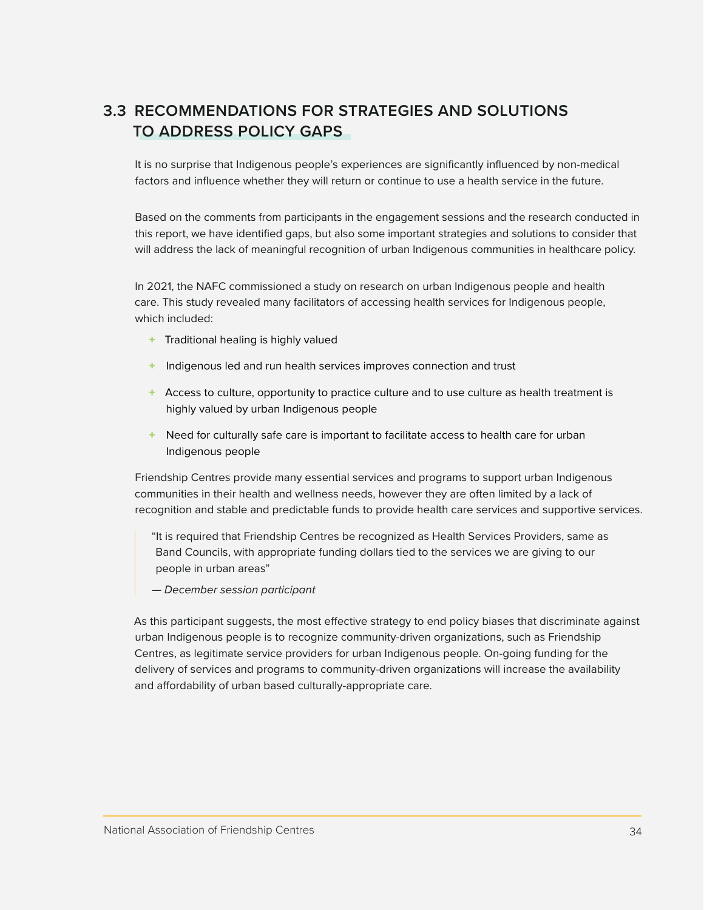## 3.3 RECOMMENDATIONS FOR STRATEGIES AND SOLUTIONS TO ADDRESS POLICY GAPS

It is no surprise that Indigenous people's experiences are significantly influenced by non-medical factors and influence whether they will return or continue to use a health service in the future.

Based on the comments from participants in the engagement sessions and the research conducted in this report, we have identified gaps, but also some important strategies and solutions to consider that will address the lack of meaningful recognition of urban Indigenous communities in healthcare policy.

In 2021, the NAFC commissioned a study on research on urban Indigenous people and health care. This study revealed many facilitators of accessing health services for Indigenous people, which included:

- Traditional healing is highly valued
- Indigenous led and run health services improves connection and trust
- Access to culture, opportunity to practice culture and to use culture as health treatment is highly valued by urban Indigenous people
- Need for culturally safe care is important to facilitate access to health care for urban Indigenous people

Friendship Centres provide many essential services and programs to support urban Indigenous communities in their health and wellness needs, however they are often limited by a lack of recognition and stable and predictable funds to provide health care services and supportive services.

> "It is required that Friendship Centres be recognized as Health Services Providers, same as Band Councils, with appropriate funding dollars tied to the services we are giving to our people in urban areas"
>
> *— December session participant*

As this participant suggests, the most effective strategy to end policy biases that discriminate against urban Indigenous people is to recognize community-driven organizations, such as Friendship Centres, as legitimate service providers for urban Indigenous people. On-going funding for the delivery of services and programs to community-driven organizations will increase the availability and affordability of urban based culturally-appropriate care.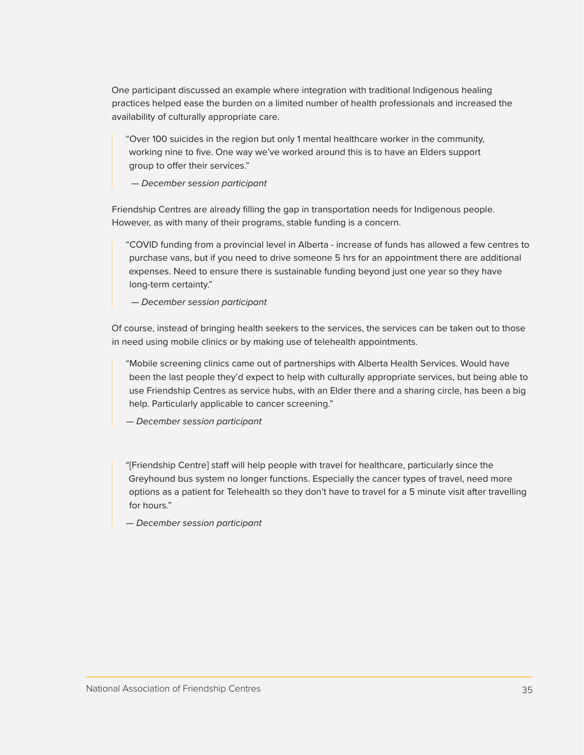One participant discussed an example where integration with traditional Indigenous healing practices helped ease the burden on a limited number of health professionals and increased the availability of culturally appropriate care.

> "Over 100 suicides in the region but only 1 mental healthcare worker in the community, working nine to five. One way we've worked around this is to have an Elders support group to offer their services."
>
> *— December session participant*

Friendship Centres are already filling the gap in transportation needs for Indigenous people. However, as with many of their programs, stable funding is a concern.

> "COVID funding from a provincial level in Alberta - increase of funds has allowed a few centres to purchase vans, but if you need to drive someone 5 hrs for an appointment there are additional expenses. Need to ensure there is sustainable funding beyond just one year so they have long-term certainty."
>
> *— December session participant*

Of course, instead of bringing health seekers to the services, the services can be taken out to those in need using mobile clinics or by making use of telehealth appointments.

> "Mobile screening clinics came out of partnerships with Alberta Health Services. Would have been the last people they'd expect to help with culturally appropriate services, but being able to use Friendship Centres as service hubs, with an Elder there and a sharing circle, has been a big help. Particularly applicable to cancer screening."
>
> *— December session participant*

> "[Friendship Centre] staff will help people with travel for healthcare, particularly since the Greyhound bus system no longer functions. Especially the cancer types of travel, need more options as a patient for Telehealth so they don't have to travel for a 5 minute visit after travelling for hours."
>
> *— December session participant*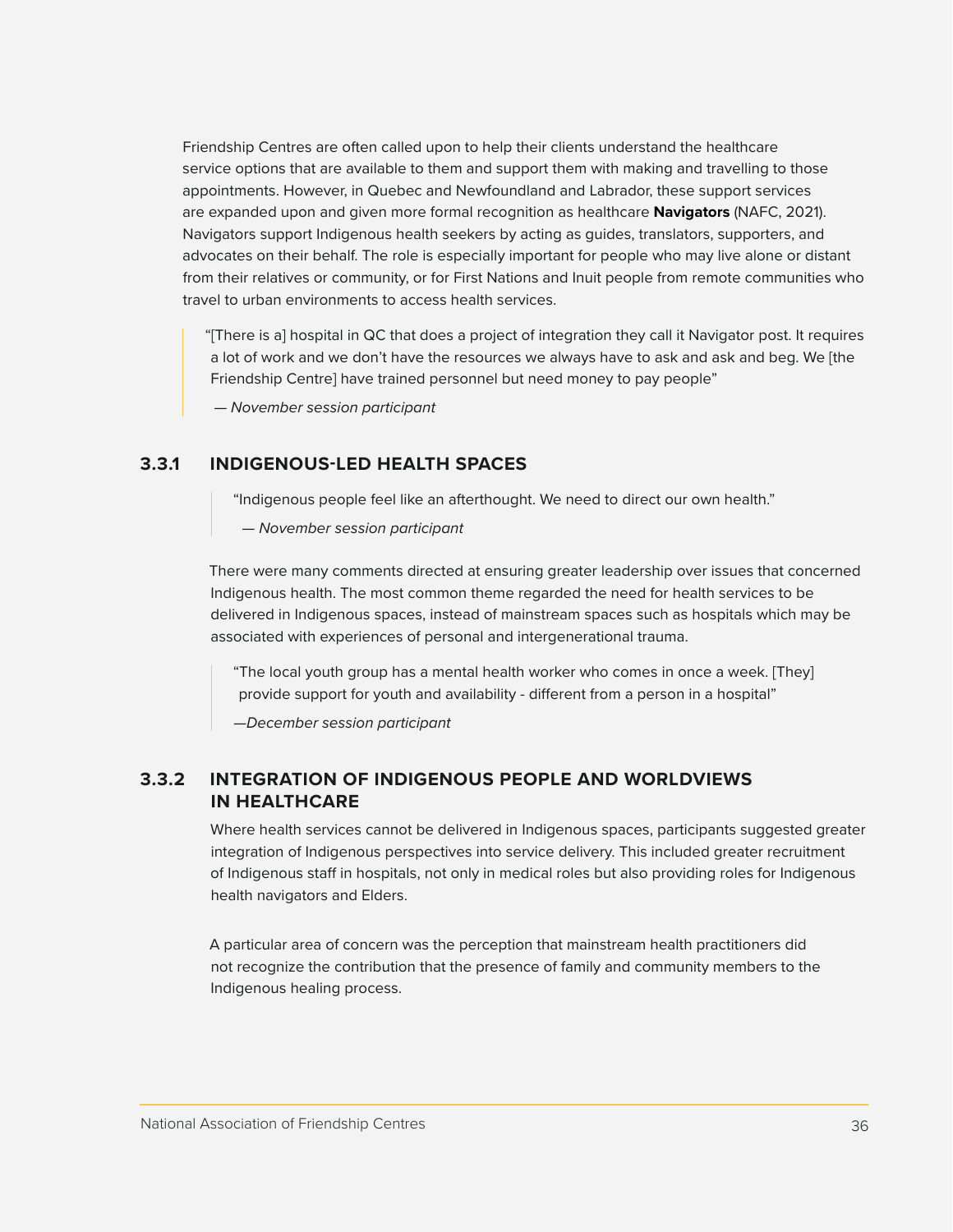Friendship Centres are often called upon to help their clients understand the healthcare service options that are available to them and support them with making and travelling to those appointments. However, in Quebec and Newfoundland and Labrador, these support services are expanded upon and given more formal recognition as healthcare **Navigators** (NAFC, 2021). Navigators support Indigenous health seekers by acting as guides, translators, supporters, and advocates on their behalf. The role is especially important for people who may live alone or distant from their relatives or community, or for First Nations and Inuit people from remote communities who travel to urban environments to access health services.

> "[There is a] hospital in QC that does a project of integration they call it Navigator post. It requires a lot of work and we don't have the resources we always have to ask and ask and beg. We [the Friendship Centre] have trained personnel but need money to pay people"
>
> *— November session participant*

### 3.3.1 INDIGENOUS-LED HEALTH SPACES

> "Indigenous people feel like an afterthought. We need to direct our own health."
>
> *— November session participant*

There were many comments directed at ensuring greater leadership over issues that concerned Indigenous health. The most common theme regarded the need for health services to be delivered in Indigenous spaces, instead of mainstream spaces such as hospitals which may be associated with experiences of personal and intergenerational trauma.

> "The local youth group has a mental health worker who comes in once a week. [They] provide support for youth and availability - different from a person in a hospital"
>
> *—December session participant*

### 3.3.2 INTEGRATION OF INDIGENOUS PEOPLE AND WORLDVIEWS IN HEALTHCARE

Where health services cannot be delivered in Indigenous spaces, participants suggested greater integration of Indigenous perspectives into service delivery. This included greater recruitment of Indigenous staff in hospitals, not only in medical roles but also providing roles for Indigenous health navigators and Elders.

A particular area of concern was the perception that mainstream health practitioners did not recognize the contribution that the presence of family and community members to the Indigenous healing process.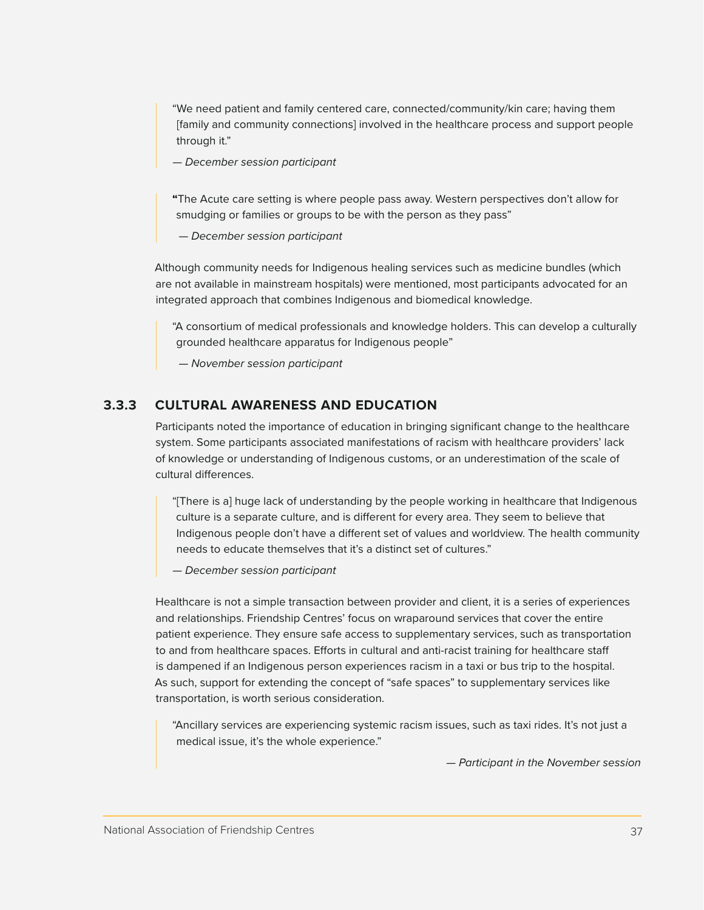> "We need patient and family centered care, connected/community/kin care; having them [family and community connections] involved in the healthcare process and support people through it."
>
> *— December session participant*

> "The Acute care setting is where people pass away. Western perspectives don't allow for smudging or families or groups to be with the person as they pass"
>
> *— December session participant*

Although community needs for Indigenous healing services such as medicine bundles (which are not available in mainstream hospitals) were mentioned, most participants advocated for an integrated approach that combines Indigenous and biomedical knowledge.

> "A consortium of medical professionals and knowledge holders. This can develop a culturally grounded healthcare apparatus for Indigenous people"
>
> *— November session participant*

### 3.3.3 CULTURAL AWARENESS AND EDUCATION

Participants noted the importance of education in bringing significant change to the healthcare system. Some participants associated manifestations of racism with healthcare providers' lack of knowledge or understanding of Indigenous customs, or an underestimation of the scale of cultural differences.

> "[There is a] huge lack of understanding by the people working in healthcare that Indigenous culture is a separate culture, and is different for every area. They seem to believe that Indigenous people don't have a different set of values and worldview. The health community needs to educate themselves that it's a distinct set of cultures."
>
> *— December session participant*

Healthcare is not a simple transaction between provider and client, it is a series of experiences and relationships. Friendship Centres' focus on wraparound services that cover the entire patient experience. They ensure safe access to supplementary services, such as transportation to and from healthcare spaces. Efforts in cultural and anti-racist training for healthcare staff is dampened if an Indigenous person experiences racism in a taxi or bus trip to the hospital. As such, support for extending the concept of "safe spaces" to supplementary services like transportation, is worth serious consideration.

> "Ancillary services are experiencing systemic racism issues, such as taxi rides. It's not just a medical issue, it's the whole experience."
>
> *— Participant in the November session*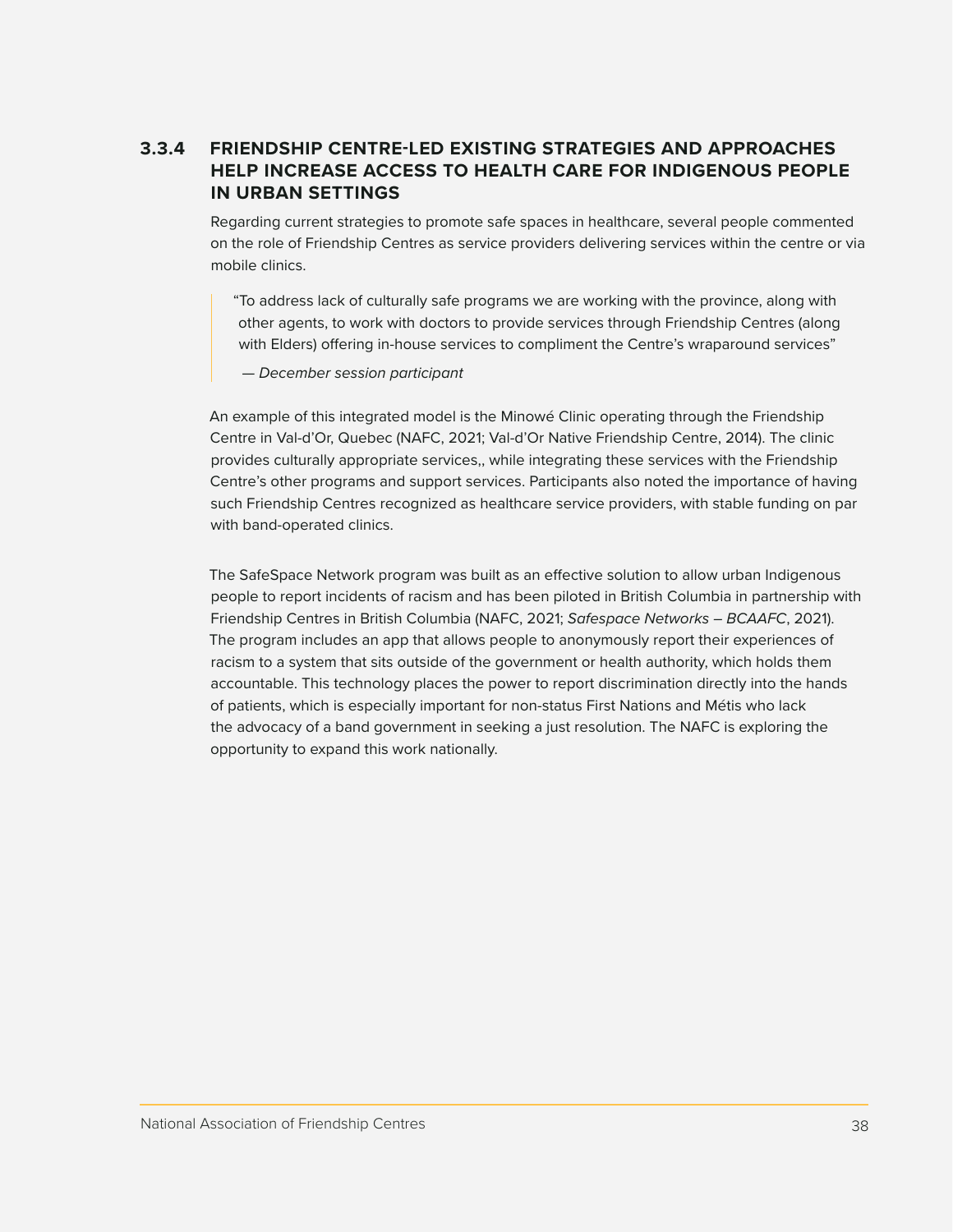### 3.3.4 FRIENDSHIP CENTRE-LED EXISTING STRATEGIES AND APPROACHES HELP INCREASE ACCESS TO HEALTH CARE FOR INDIGENOUS PEOPLE IN URBAN SETTINGS

Regarding current strategies to promote safe spaces in healthcare, several people commented on the role of Friendship Centres as service providers delivering services within the centre or via mobile clinics.

> "To address lack of culturally safe programs we are working with the province, along with other agents, to work with doctors to provide services through Friendship Centres (along with Elders) offering in-house services to compliment the Centre's wraparound services"
>
> *— December session participant*

An example of this integrated model is the Minowé Clinic operating through the Friendship Centre in Val-d'Or, Quebec (NAFC, 2021; Val-d'Or Native Friendship Centre, 2014). The clinic provides culturally appropriate services,, while integrating these services with the Friendship Centre's other programs and support services. Participants also noted the importance of having such Friendship Centres recognized as healthcare service providers, with stable funding on par with band-operated clinics.

The SafeSpace Network program was built as an effective solution to allow urban Indigenous people to report incidents of racism and has been piloted in British Columbia in partnership with Friendship Centres in British Columbia (NAFC, 2021; *Safespace Networks – BCAAFC*, 2021). The program includes an app that allows people to anonymously report their experiences of racism to a system that sits outside of the government or health authority, which holds them accountable. This technology places the power to report discrimination directly into the hands of patients, which is especially important for non-status First Nations and Métis who lack the advocacy of a band government in seeking a just resolution. The NAFC is exploring the opportunity to expand this work nationally.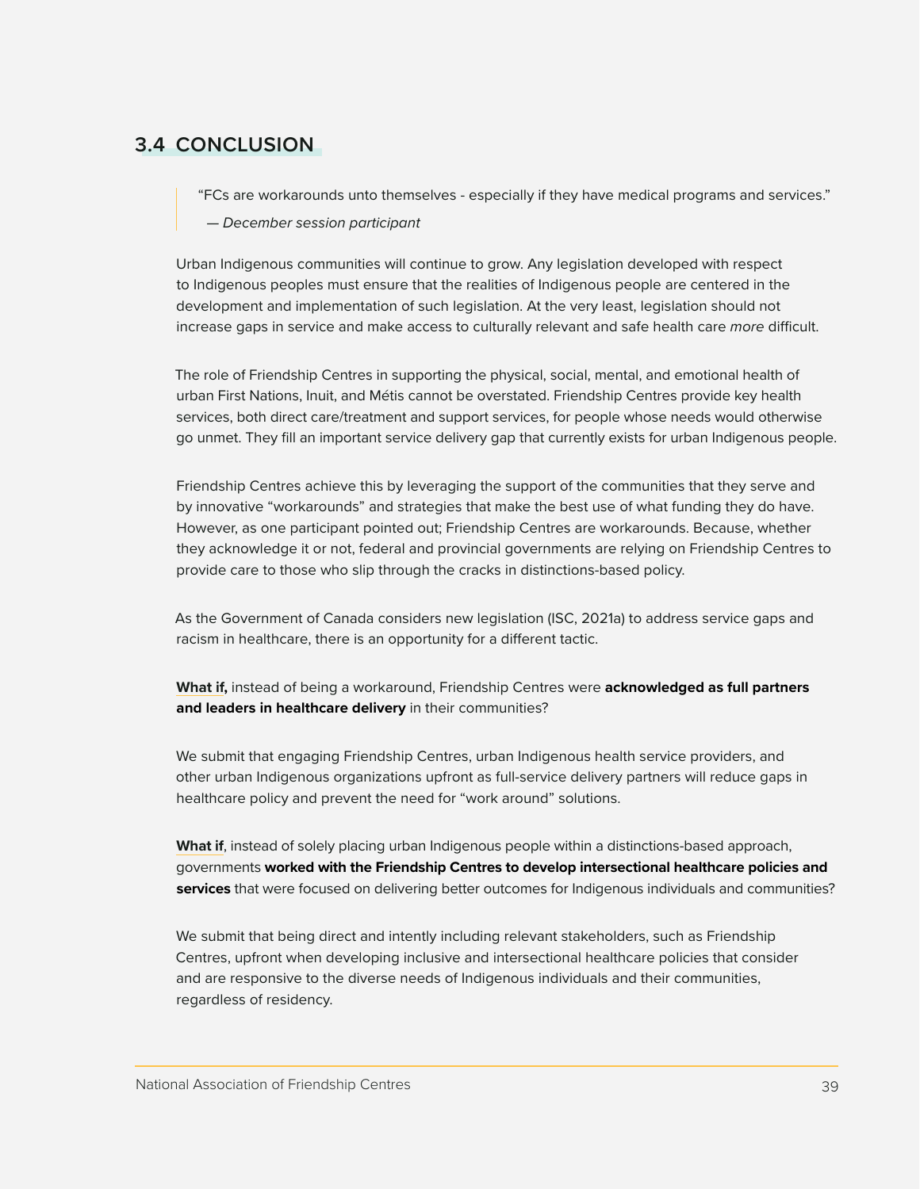## 3.4 CONCLUSION

> "FCs are workarounds unto themselves - especially if they have medical programs and services."
>
> — *December session participant*

Urban Indigenous communities will continue to grow. Any legislation developed with respect to Indigenous peoples must ensure that the realities of Indigenous people are centered in the development and implementation of such legislation. At the very least, legislation should not increase gaps in service and make access to culturally relevant and safe health care *more* difficult.

The role of Friendship Centres in supporting the physical, social, mental, and emotional health of urban First Nations, Inuit, and Métis cannot be overstated. Friendship Centres provide key health services, both direct care/treatment and support services, for people whose needs would otherwise go unmet. They fill an important service delivery gap that currently exists for urban Indigenous people.

Friendship Centres achieve this by leveraging the support of the communities that they serve and by innovative "workarounds" and strategies that make the best use of what funding they do have. However, as one participant pointed out; Friendship Centres are workarounds. Because, whether they acknowledge it or not, federal and provincial governments are relying on Friendship Centres to provide care to those who slip through the cracks in distinctions-based policy.

As the Government of Canada considers new legislation (ISC, 2021a) to address service gaps and racism in healthcare, there is an opportunity for a different tactic.

**What if,** instead of being a workaround, Friendship Centres were **acknowledged as full partners and leaders in healthcare delivery** in their communities?

We submit that engaging Friendship Centres, urban Indigenous health service providers, and other urban Indigenous organizations upfront as full-service delivery partners will reduce gaps in healthcare policy and prevent the need for "work around" solutions.

**What if**, instead of solely placing urban Indigenous people within a distinctions-based approach, governments **worked with the Friendship Centres to develop intersectional healthcare policies and services** that were focused on delivering better outcomes for Indigenous individuals and communities?

We submit that being direct and intently including relevant stakeholders, such as Friendship Centres, upfront when developing inclusive and intersectional healthcare policies that consider and are responsive to the diverse needs of Indigenous individuals and their communities, regardless of residency.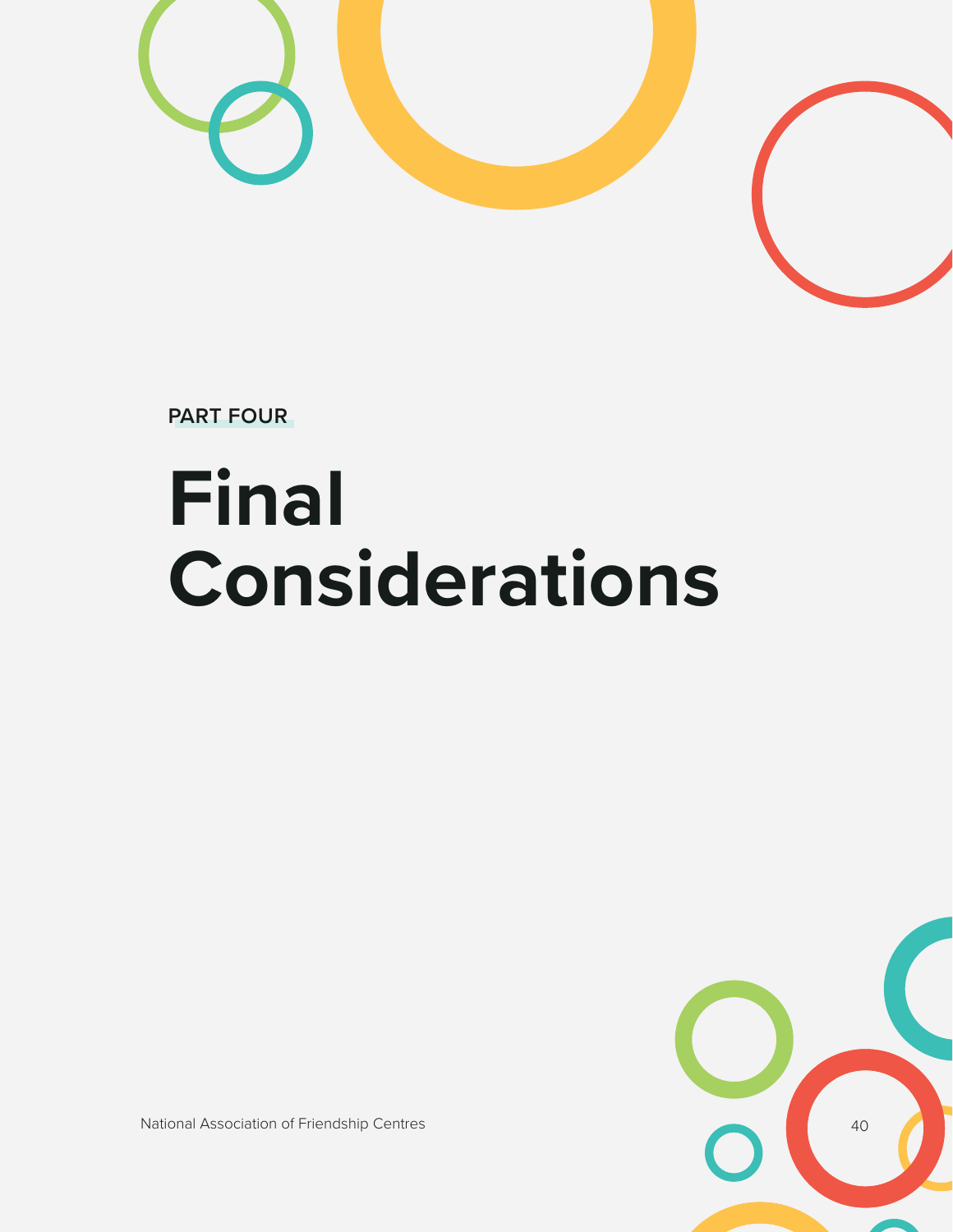PART FOUR

# Final Considerations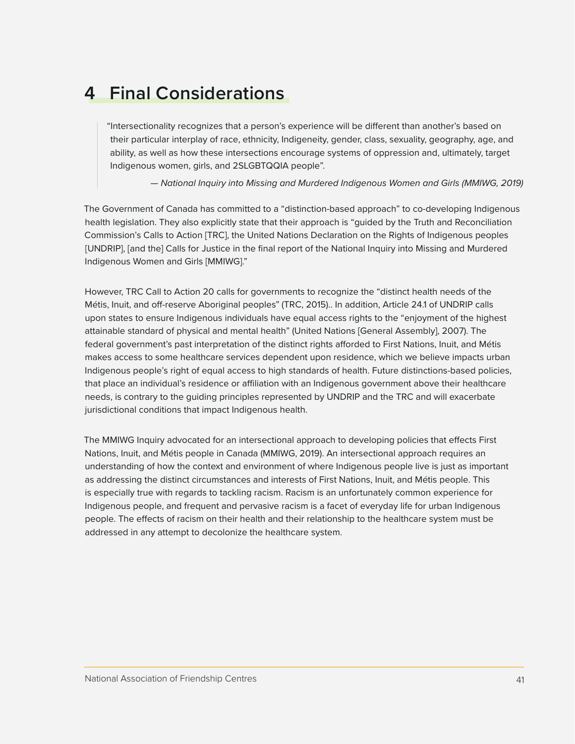# 4 Final Considerations

> "Intersectionality recognizes that a person's experience will be different than another's based on their particular interplay of race, ethnicity, Indigeneity, gender, class, sexuality, geography, age, and ability, as well as how these intersections encourage systems of oppression and, ultimately, target Indigenous women, girls, and 2SLGBTQQIA people".
>
> — *National Inquiry into Missing and Murdered Indigenous Women and Girls (MMIWG, 2019)*

The Government of Canada has committed to a "distinction-based approach" to co-developing Indigenous health legislation. They also explicitly state that their approach is "guided by the Truth and Reconciliation Commission's Calls to Action [TRC], the United Nations Declaration on the Rights of Indigenous peoples [UNDRIP], [and the] Calls for Justice in the final report of the National Inquiry into Missing and Murdered Indigenous Women and Girls [MMIWG]."

However, TRC Call to Action 20 calls for governments to recognize the "distinct health needs of the Métis, Inuit, and off-reserve Aboriginal peoples" (TRC, 2015).. In addition, Article 24.1 of UNDRIP calls upon states to ensure Indigenous individuals have equal access rights to the "enjoyment of the highest attainable standard of physical and mental health" (United Nations [General Assembly], 2007). The federal government's past interpretation of the distinct rights afforded to First Nations, Inuit, and Métis makes access to some healthcare services dependent upon residence, which we believe impacts urban Indigenous people's right of equal access to high standards of health. Future distinctions-based policies, that place an individual's residence or affiliation with an Indigenous government above their healthcare needs, is contrary to the guiding principles represented by UNDRIP and the TRC and will exacerbate jurisdictional conditions that impact Indigenous health.

The MMIWG Inquiry advocated for an intersectional approach to developing policies that effects First Nations, Inuit, and Métis people in Canada (MMIWG, 2019). An intersectional approach requires an understanding of how the context and environment of where Indigenous people live is just as important as addressing the distinct circumstances and interests of First Nations, Inuit, and Métis people. This is especially true with regards to tackling racism. Racism is an unfortunately common experience for Indigenous people, and frequent and pervasive racism is a facet of everyday life for urban Indigenous people. The effects of racism on their health and their relationship to the healthcare system must be addressed in any attempt to decolonize the healthcare system.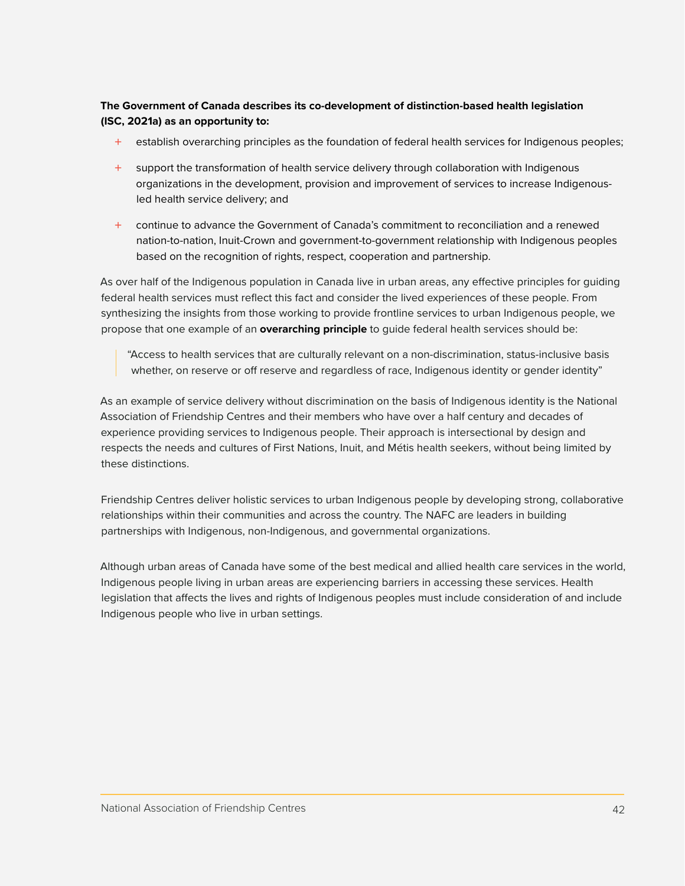**The Government of Canada describes its co-development of distinction-based health legislation (ISC, 2021a) as an opportunity to:**

- establish overarching principles as the foundation of federal health services for Indigenous peoples;
- support the transformation of health service delivery through collaboration with Indigenous organizations in the development, provision and improvement of services to increase Indigenous-led health service delivery; and
- continue to advance the Government of Canada's commitment to reconciliation and a renewed nation-to-nation, Inuit-Crown and government-to-government relationship with Indigenous peoples based on the recognition of rights, respect, cooperation and partnership.

As over half of the Indigenous population in Canada live in urban areas, any effective principles for guiding federal health services must reflect this fact and consider the lived experiences of these people. From synthesizing the insights from those working to provide frontline services to urban Indigenous people, we propose that one example of an **overarching principle** to guide federal health services should be:

> "Access to health services that are culturally relevant on a non-discrimination, status-inclusive basis whether, on reserve or off reserve and regardless of race, Indigenous identity or gender identity"

As an example of service delivery without discrimination on the basis of Indigenous identity is the National Association of Friendship Centres and their members who have over a half century and decades of experience providing services to Indigenous people. Their approach is intersectional by design and respects the needs and cultures of First Nations, Inuit, and Métis health seekers, without being limited by these distinctions.

Friendship Centres deliver holistic services to urban Indigenous people by developing strong, collaborative relationships within their communities and across the country. The NAFC are leaders in building partnerships with Indigenous, non-Indigenous, and governmental organizations.

Although urban areas of Canada have some of the best medical and allied health care services in the world, Indigenous people living in urban areas are experiencing barriers in accessing these services. Health legislation that affects the lives and rights of Indigenous peoples must include consideration of and include Indigenous people who live in urban settings.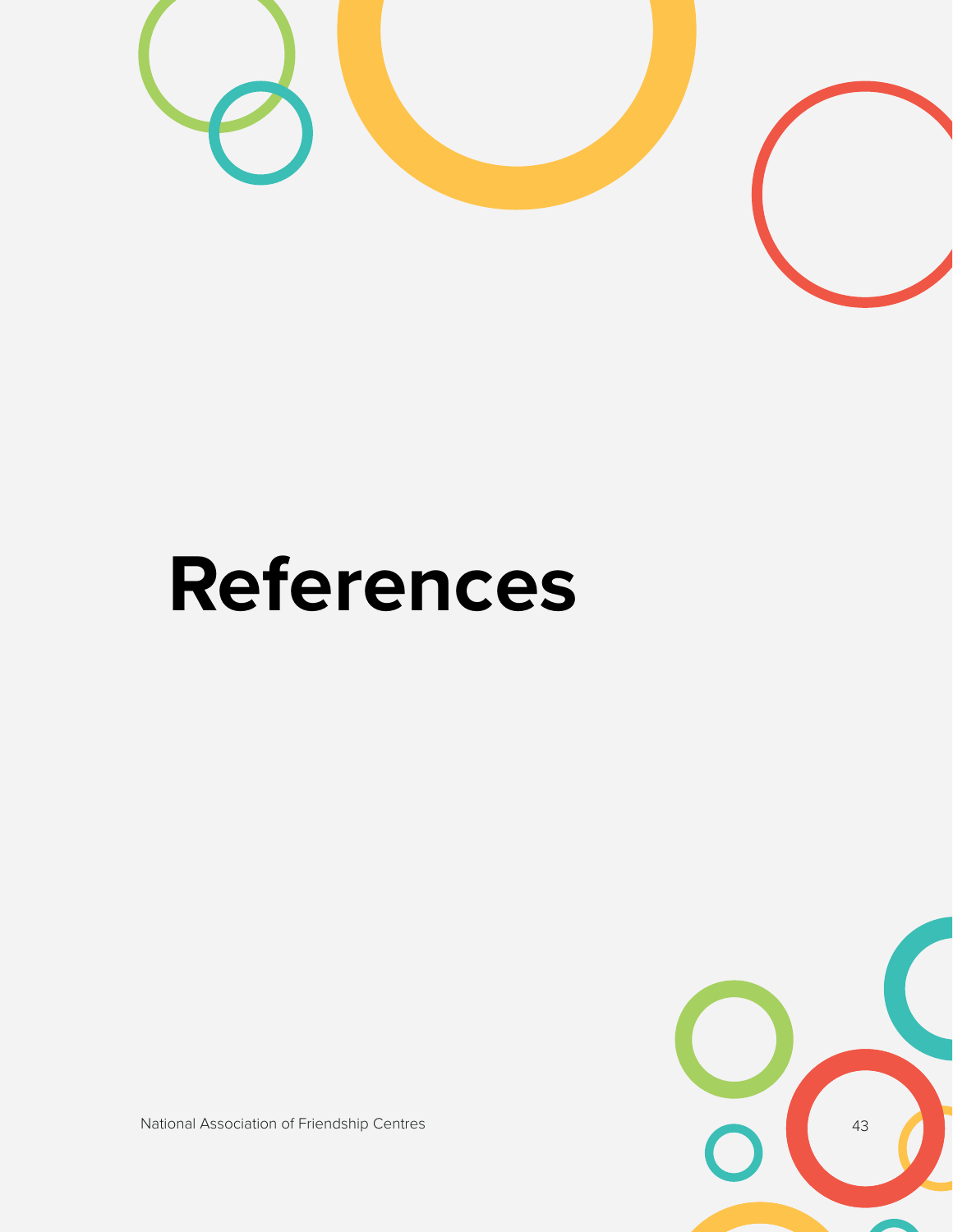# References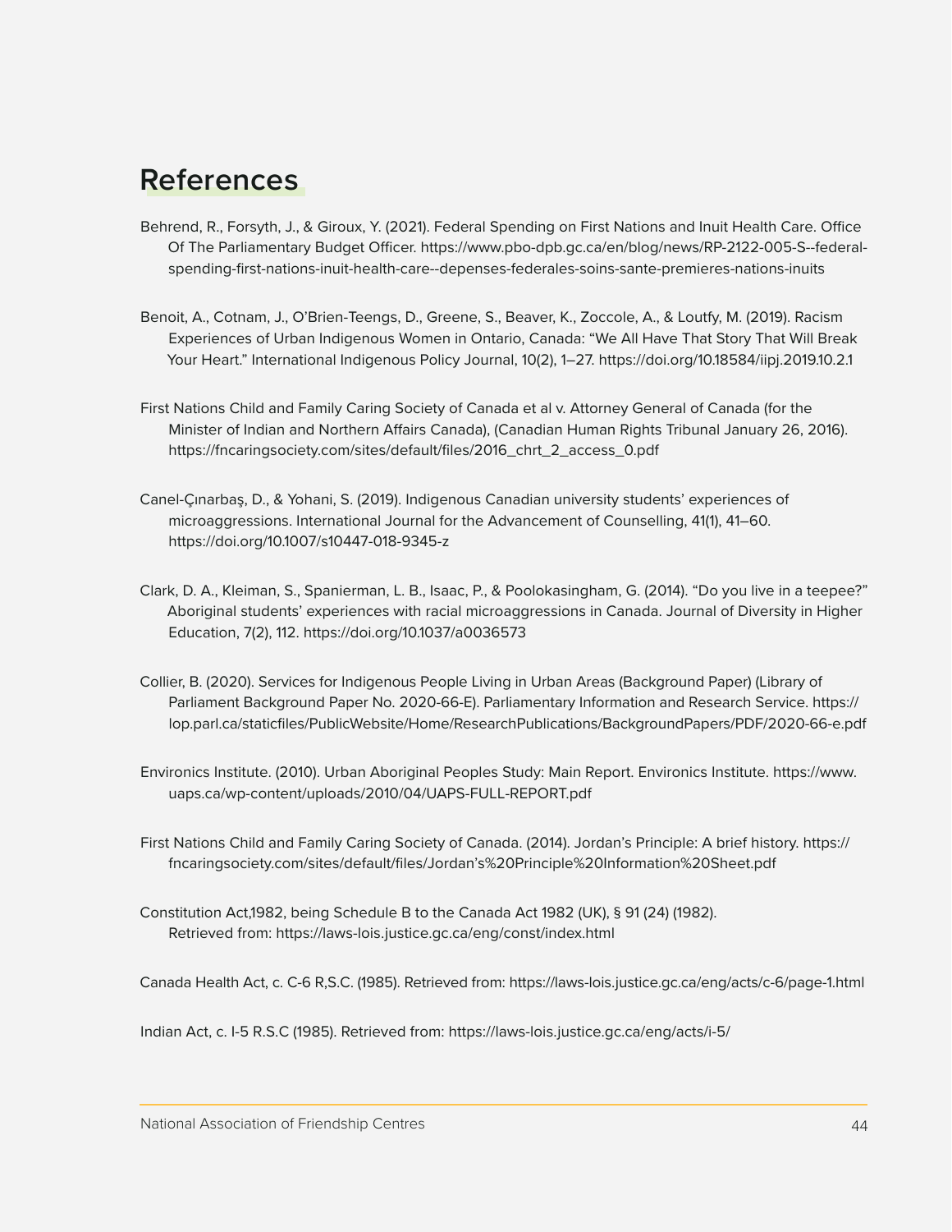## References

Behrend, R., Forsyth, J., & Giroux, Y. (2021). Federal Spending on First Nations and Inuit Health Care. Office Of The Parliamentary Budget Officer. https://www.pbo-dpb.gc.ca/en/blog/news/RP-2122-005-S--federal-spending-first-nations-inuit-health-care--depenses-federales-soins-sante-premieres-nations-inuits

Benoit, A., Cotnam, J., O'Brien-Teengs, D., Greene, S., Beaver, K., Zoccole, A., & Loutfy, M. (2019). Racism Experiences of Urban Indigenous Women in Ontario, Canada: "We All Have That Story That Will Break Your Heart." International Indigenous Policy Journal, 10(2), 1–27. https://doi.org/10.18584/iipj.2019.10.2.1

First Nations Child and Family Caring Society of Canada et al v. Attorney General of Canada (for the Minister of Indian and Northern Affairs Canada), (Canadian Human Rights Tribunal January 26, 2016). https://fncaringsociety.com/sites/default/files/2016_chrt_2_access_0.pdf

Canel-Çınarbaş, D., & Yohani, S. (2019). Indigenous Canadian university students' experiences of microaggressions. International Journal for the Advancement of Counselling, 41(1), 41–60. https://doi.org/10.1007/s10447-018-9345-z

Clark, D. A., Kleiman, S., Spanierman, L. B., Isaac, P., & Poolokasingham, G. (2014). "Do you live in a teepee?" Aboriginal students' experiences with racial microaggressions in Canada. Journal of Diversity in Higher Education, 7(2), 112. https://doi.org/10.1037/a0036573

Collier, B. (2020). Services for Indigenous People Living in Urban Areas (Background Paper) (Library of Parliament Background Paper No. 2020-66-E). Parliamentary Information and Research Service. https://lop.parl.ca/staticfiles/PublicWebsite/Home/ResearchPublications/BackgroundPapers/PDF/2020-66-e.pdf

Environics Institute. (2010). Urban Aboriginal Peoples Study: Main Report. Environics Institute. https://www.uaps.ca/wp-content/uploads/2010/04/UAPS-FULL-REPORT.pdf

First Nations Child and Family Caring Society of Canada. (2014). Jordan's Principle: A brief history. https://fncaringsociety.com/sites/default/files/Jordan's%20Principle%20Information%20Sheet.pdf

Constitution Act,1982, being Schedule B to the Canada Act 1982 (UK), § 91 (24) (1982). Retrieved from: https://laws-lois.justice.gc.ca/eng/const/index.html

Canada Health Act, c. C-6 R,S.C. (1985). Retrieved from: https://laws-lois.justice.gc.ca/eng/acts/c-6/page-1.html

Indian Act, c. I-5 R.S.C (1985). Retrieved from: https://laws-lois.justice.gc.ca/eng/acts/i-5/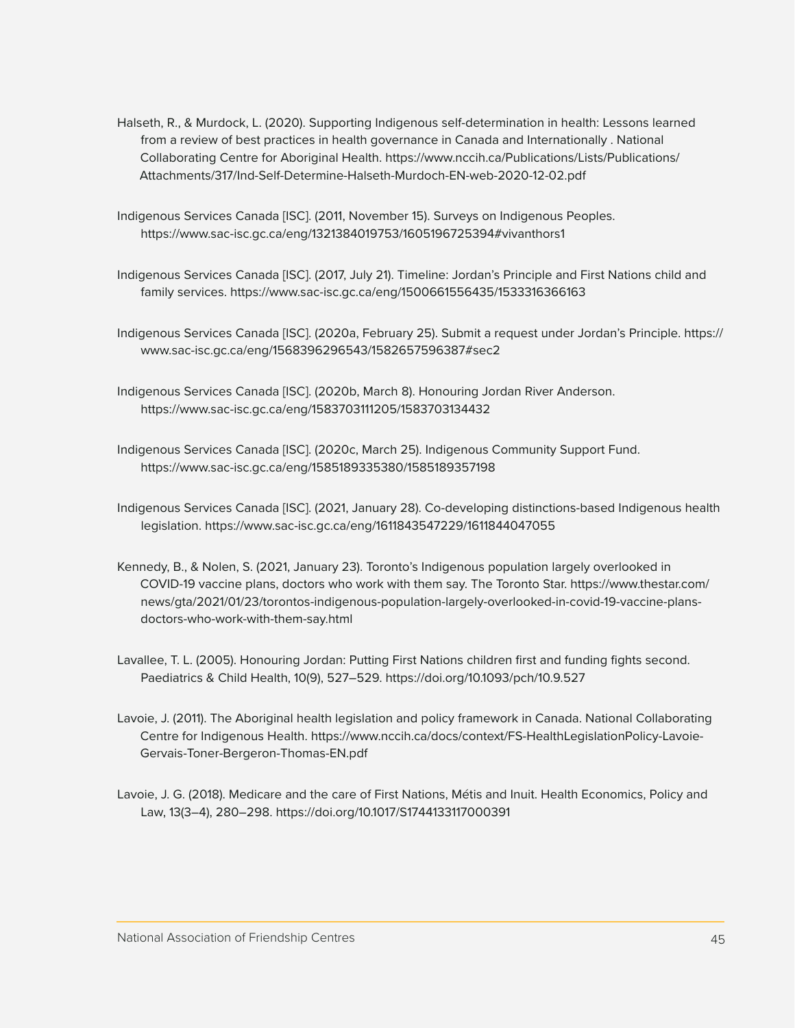Halseth, R., & Murdock, L. (2020). Supporting Indigenous self-determination in health: Lessons learned from a review of best practices in health governance in Canada and Internationally . National Collaborating Centre for Aboriginal Health. https://www.nccih.ca/Publications/Lists/Publications/Attachments/317/Ind-Self-Determine-Halseth-Murdoch-EN-web-2020-12-02.pdf

Indigenous Services Canada [ISC]. (2011, November 15). Surveys on Indigenous Peoples. https://www.sac-isc.gc.ca/eng/1321384019753/1605196725394#vivanthors1

Indigenous Services Canada [ISC]. (2017, July 21). Timeline: Jordan's Principle and First Nations child and family services. https://www.sac-isc.gc.ca/eng/1500661556435/1533316366163

Indigenous Services Canada [ISC]. (2020a, February 25). Submit a request under Jordan's Principle. https://www.sac-isc.gc.ca/eng/1568396296543/1582657596387#sec2

Indigenous Services Canada [ISC]. (2020b, March 8). Honouring Jordan River Anderson. https://www.sac-isc.gc.ca/eng/1583703111205/1583703134432

Indigenous Services Canada [ISC]. (2020c, March 25). Indigenous Community Support Fund. https://www.sac-isc.gc.ca/eng/1585189335380/1585189357198

Indigenous Services Canada [ISC]. (2021, January 28). Co-developing distinctions-based Indigenous health legislation. https://www.sac-isc.gc.ca/eng/1611843547229/1611844047055

Kennedy, B., & Nolen, S. (2021, January 23). Toronto's Indigenous population largely overlooked in COVID-19 vaccine plans, doctors who work with them say. The Toronto Star. https://www.thestar.com/news/gta/2021/01/23/torontos-indigenous-population-largely-overlooked-in-covid-19-vaccine-plans-doctors-who-work-with-them-say.html

Lavallee, T. L. (2005). Honouring Jordan: Putting First Nations children first and funding fights second. Paediatrics & Child Health, 10(9), 527–529. https://doi.org/10.1093/pch/10.9.527

Lavoie, J. (2011). The Aboriginal health legislation and policy framework in Canada. National Collaborating Centre for Indigenous Health. https://www.nccih.ca/docs/context/FS-HealthLegislationPolicy-Lavoie-Gervais-Toner-Bergeron-Thomas-EN.pdf

Lavoie, J. G. (2018). Medicare and the care of First Nations, Métis and Inuit. Health Economics, Policy and Law, 13(3–4), 280–298. https://doi.org/10.1017/S1744133117000391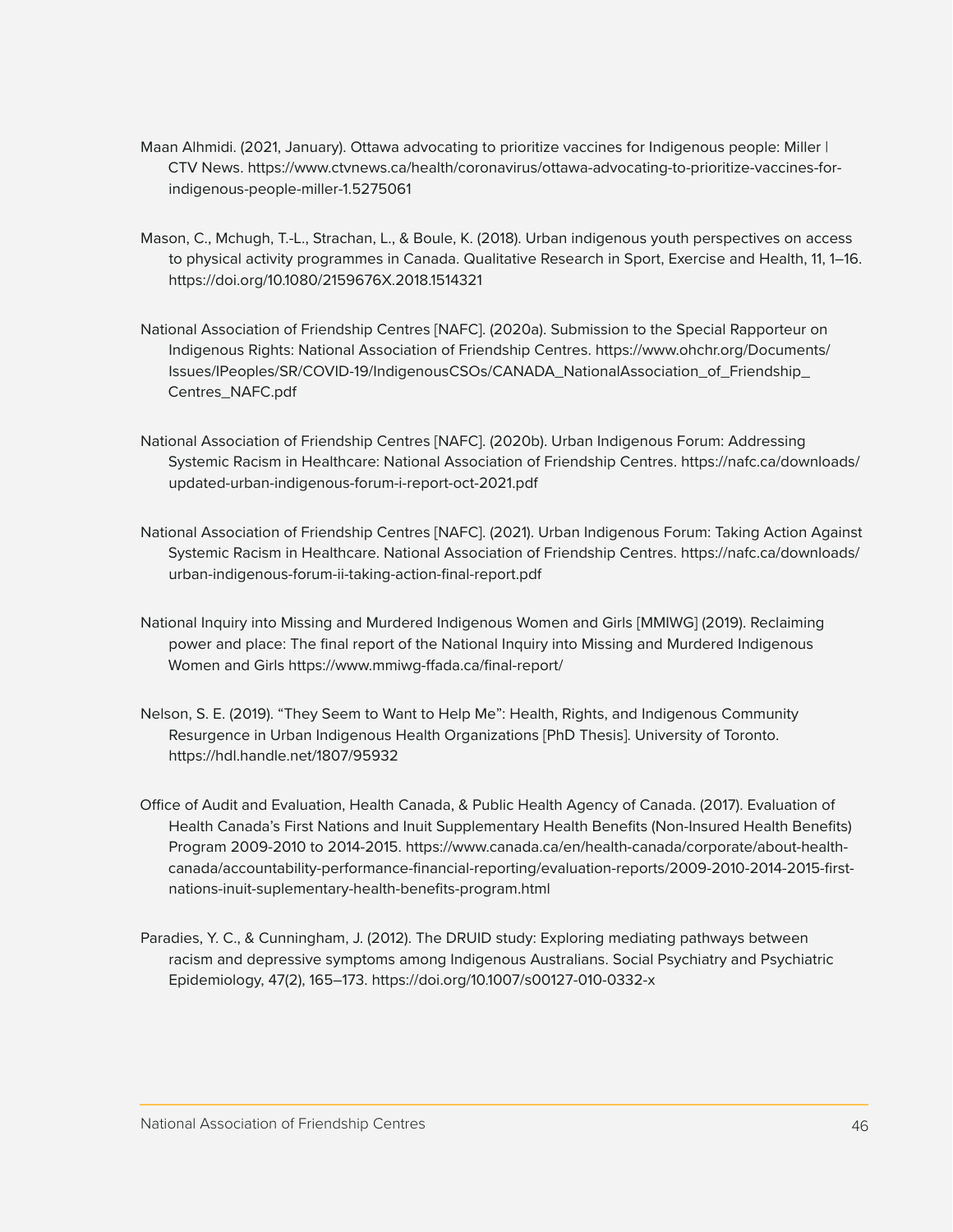Maan Alhmidi. (2021, January). Ottawa advocating to prioritize vaccines for Indigenous people: Miller | CTV News. https://www.ctvnews.ca/health/coronavirus/ottawa-advocating-to-prioritize-vaccines-for-indigenous-people-miller-1.5275061

Mason, C., Mchugh, T.-L., Strachan, L., & Boule, K. (2018). Urban indigenous youth perspectives on access to physical activity programmes in Canada. Qualitative Research in Sport, Exercise and Health, 11, 1–16. https://doi.org/10.1080/2159676X.2018.1514321

National Association of Friendship Centres [NAFC]. (2020a). Submission to the Special Rapporteur on Indigenous Rights: National Association of Friendship Centres. https://www.ohchr.org/Documents/Issues/IPeoples/SR/COVID-19/IndigenousCSOs/CANADA_NationalAssociation_of_Friendship_Centres_NAFC.pdf

National Association of Friendship Centres [NAFC]. (2020b). Urban Indigenous Forum: Addressing Systemic Racism in Healthcare: National Association of Friendship Centres. https://nafc.ca/downloads/updated-urban-indigenous-forum-i-report-oct-2021.pdf

National Association of Friendship Centres [NAFC]. (2021). Urban Indigenous Forum: Taking Action Against Systemic Racism in Healthcare. National Association of Friendship Centres. https://nafc.ca/downloads/urban-indigenous-forum-ii-taking-action-final-report.pdf

National Inquiry into Missing and Murdered Indigenous Women and Girls [MMIWG] (2019). Reclaiming power and place: The final report of the National Inquiry into Missing and Murdered Indigenous Women and Girls https://www.mmiwg-ffada.ca/final-report/

Nelson, S. E. (2019). "They Seem to Want to Help Me": Health, Rights, and Indigenous Community Resurgence in Urban Indigenous Health Organizations [PhD Thesis]. University of Toronto. https://hdl.handle.net/1807/95932

Office of Audit and Evaluation, Health Canada, & Public Health Agency of Canada. (2017). Evaluation of Health Canada's First Nations and Inuit Supplementary Health Benefits (Non-Insured Health Benefits) Program 2009-2010 to 2014-2015. https://www.canada.ca/en/health-canada/corporate/about-health-canada/accountability-performance-financial-reporting/evaluation-reports/2009-2010-2014-2015-first-nations-inuit-suplementary-health-benefits-program.html

Paradies, Y. C., & Cunningham, J. (2012). The DRUID study: Exploring mediating pathways between racism and depressive symptoms among Indigenous Australians. Social Psychiatry and Psychiatric Epidemiology, 47(2), 165–173. https://doi.org/10.1007/s00127-010-0332-x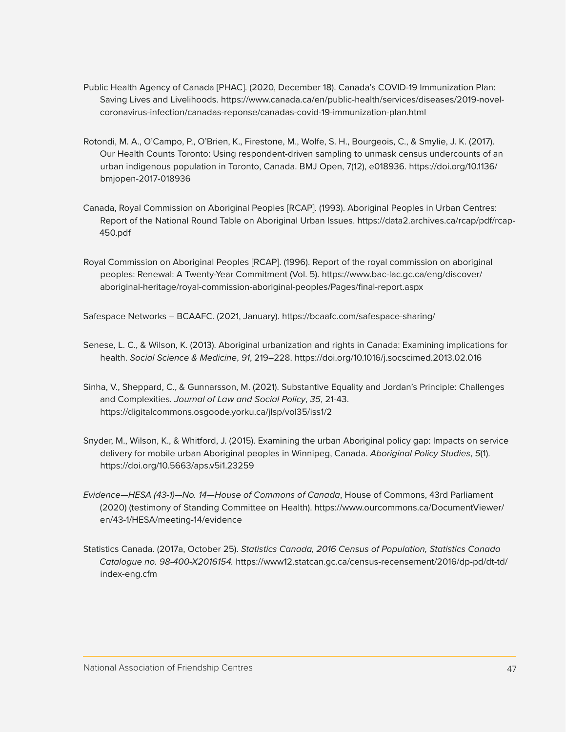Public Health Agency of Canada [PHAC]. (2020, December 18). Canada's COVID-19 Immunization Plan: Saving Lives and Livelihoods. https://www.canada.ca/en/public-health/services/diseases/2019-novel-coronavirus-infection/canadas-reponse/canadas-covid-19-immunization-plan.html

Rotondi, M. A., O'Campo, P., O'Brien, K., Firestone, M., Wolfe, S. H., Bourgeois, C., & Smylie, J. K. (2017). Our Health Counts Toronto: Using respondent-driven sampling to unmask census undercounts of an urban indigenous population in Toronto, Canada. BMJ Open, 7(12), e018936. https://doi.org/10.1136/bmjopen-2017-018936

Canada, Royal Commission on Aboriginal Peoples [RCAP]. (1993). Aboriginal Peoples in Urban Centres: Report of the National Round Table on Aboriginal Urban Issues. https://data2.archives.ca/rcap/pdf/rcap-450.pdf

Royal Commission on Aboriginal Peoples [RCAP]. (1996). Report of the royal commission on aboriginal peoples: Renewal: A Twenty-Year Commitment (Vol. 5). https://www.bac-lac.gc.ca/eng/discover/aboriginal-heritage/royal-commission-aboriginal-peoples/Pages/final-report.aspx

Safespace Networks – BCAAFC. (2021, January). https://bcaafc.com/safespace-sharing/

Senese, L. C., & Wilson, K. (2013). Aboriginal urbanization and rights in Canada: Examining implications for health. *Social Science & Medicine*, *91*, 219–228. https://doi.org/10.1016/j.socscimed.2013.02.016

Sinha, V., Sheppard, C., & Gunnarsson, M. (2021). Substantive Equality and Jordan's Principle: Challenges and Complexities. *Journal of Law and Social Policy*, *35*, 21-43. https://digitalcommons.osgoode.yorku.ca/jlsp/vol35/iss1/2

Snyder, M., Wilson, K., & Whitford, J. (2015). Examining the urban Aboriginal policy gap: Impacts on service delivery for mobile urban Aboriginal peoples in Winnipeg, Canada. *Aboriginal Policy Studies*, *5*(1). https://doi.org/10.5663/aps.v5i1.23259

*Evidence—HESA (43-1)—No. 14—House of Commons of Canada*, House of Commons, 43rd Parliament (2020) (testimony of Standing Committee on Health). https://www.ourcommons.ca/DocumentViewer/en/43-1/HESA/meeting-14/evidence

Statistics Canada. (2017a, October 25). *Statistics Canada, 2016 Census of Population, Statistics Canada Catalogue no. 98-400-X2016154.* https://www12.statcan.gc.ca/census-recensement/2016/dp-pd/dt-td/index-eng.cfm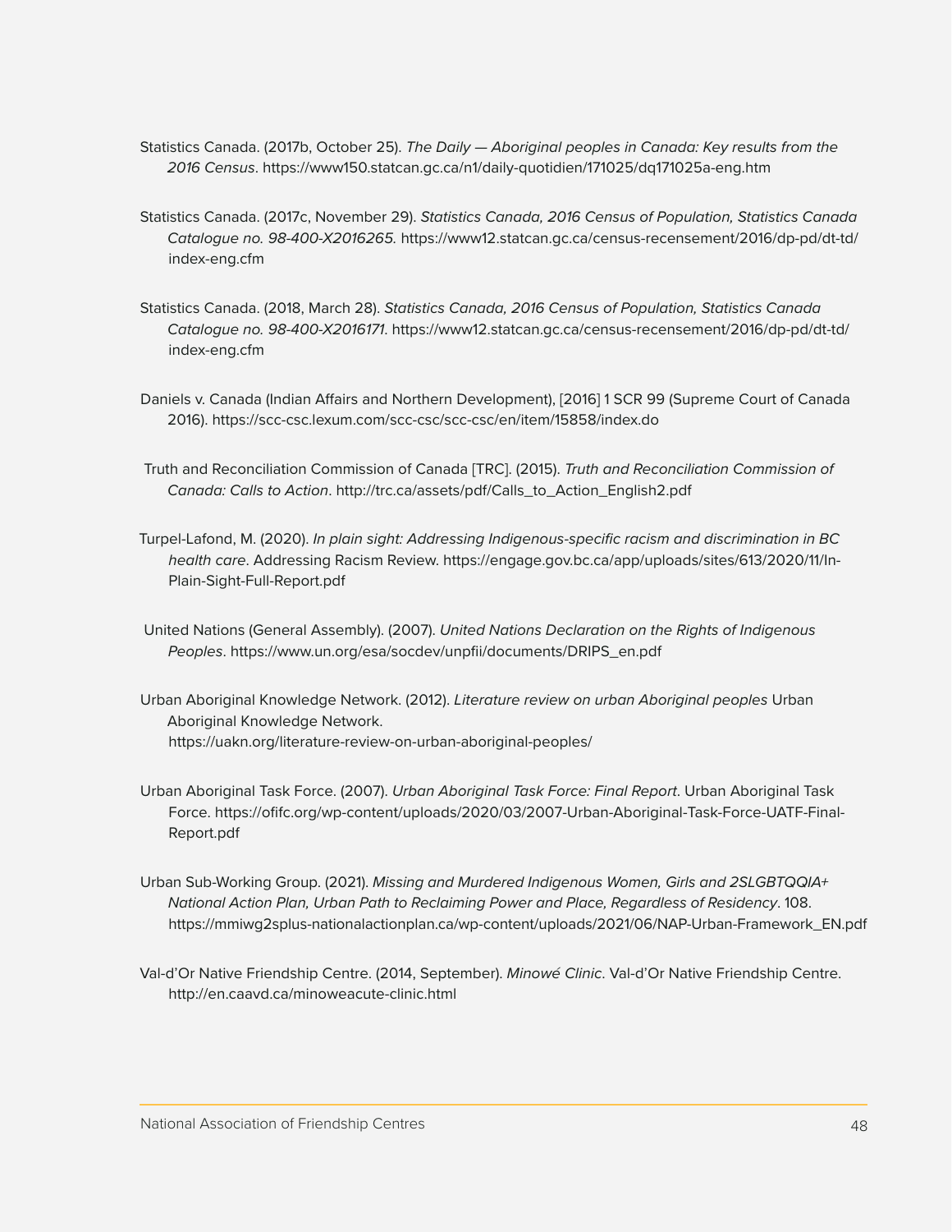Statistics Canada. (2017b, October 25). *The Daily — Aboriginal peoples in Canada: Key results from the 2016 Census*. https://www150.statcan.gc.ca/n1/daily-quotidien/171025/dq171025a-eng.htm

Statistics Canada. (2017c, November 29). *Statistics Canada, 2016 Census of Population, Statistics Canada Catalogue no. 98-400-X2016265.* https://www12.statcan.gc.ca/census-recensement/2016/dp-pd/dt-td/index-eng.cfm

Statistics Canada. (2018, March 28). *Statistics Canada, 2016 Census of Population, Statistics Canada Catalogue no. 98-400-X2016171*. https://www12.statcan.gc.ca/census-recensement/2016/dp-pd/dt-td/index-eng.cfm

Daniels v. Canada (Indian Affairs and Northern Development), [2016] 1 SCR 99 (Supreme Court of Canada 2016). https://scc-csc.lexum.com/scc-csc/scc-csc/en/item/15858/index.do

Truth and Reconciliation Commission of Canada [TRC]. (2015). *Truth and Reconciliation Commission of Canada: Calls to Action*. http://trc.ca/assets/pdf/Calls_to_Action_English2.pdf

Turpel-Lafond, M. (2020). *In plain sight: Addressing Indigenous-specific racism and discrimination in BC health care*. Addressing Racism Review. https://engage.gov.bc.ca/app/uploads/sites/613/2020/11/In-Plain-Sight-Full-Report.pdf

United Nations (General Assembly). (2007). *United Nations Declaration on the Rights of Indigenous Peoples*. https://www.un.org/esa/socdev/unpfii/documents/DRIPS_en.pdf

Urban Aboriginal Knowledge Network. (2012). *Literature review on urban Aboriginal peoples* Urban Aboriginal Knowledge Network. https://uakn.org/literature-review-on-urban-aboriginal-peoples/

Urban Aboriginal Task Force. (2007). *Urban Aboriginal Task Force: Final Report*. Urban Aboriginal Task Force. https://ofifc.org/wp-content/uploads/2020/03/2007-Urban-Aboriginal-Task-Force-UATF-Final-Report.pdf

Urban Sub-Working Group. (2021). *Missing and Murdered Indigenous Women, Girls and 2SLGBTQQIA+ National Action Plan, Urban Path to Reclaiming Power and Place, Regardless of Residency*. 108. https://mmiwg2splus-nationalactionplan.ca/wp-content/uploads/2021/06/NAP-Urban-Framework_EN.pdf

Val-d'Or Native Friendship Centre. (2014, September). *Minowé Clinic*. Val-d'Or Native Friendship Centre. http://en.caavd.ca/minoweacute-clinic.html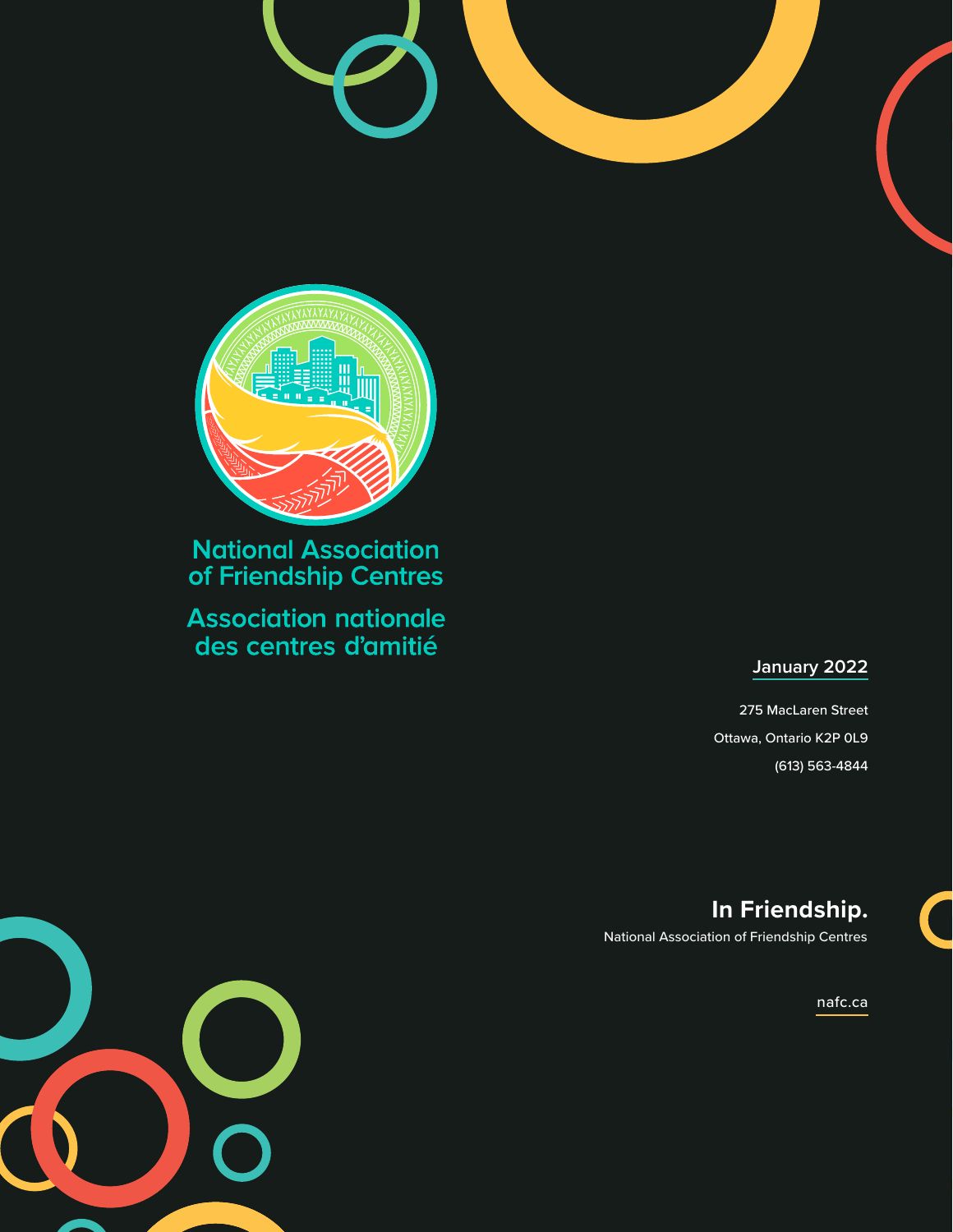National Association of Friendship Centres

Association nationale des centres d'amitié

**January 2022**

275 MacLaren Street

Ottawa, Ontario K2P 0L9

(613) 563-4844

**In Friendship.**

National Association of Friendship Centres

nafc.ca